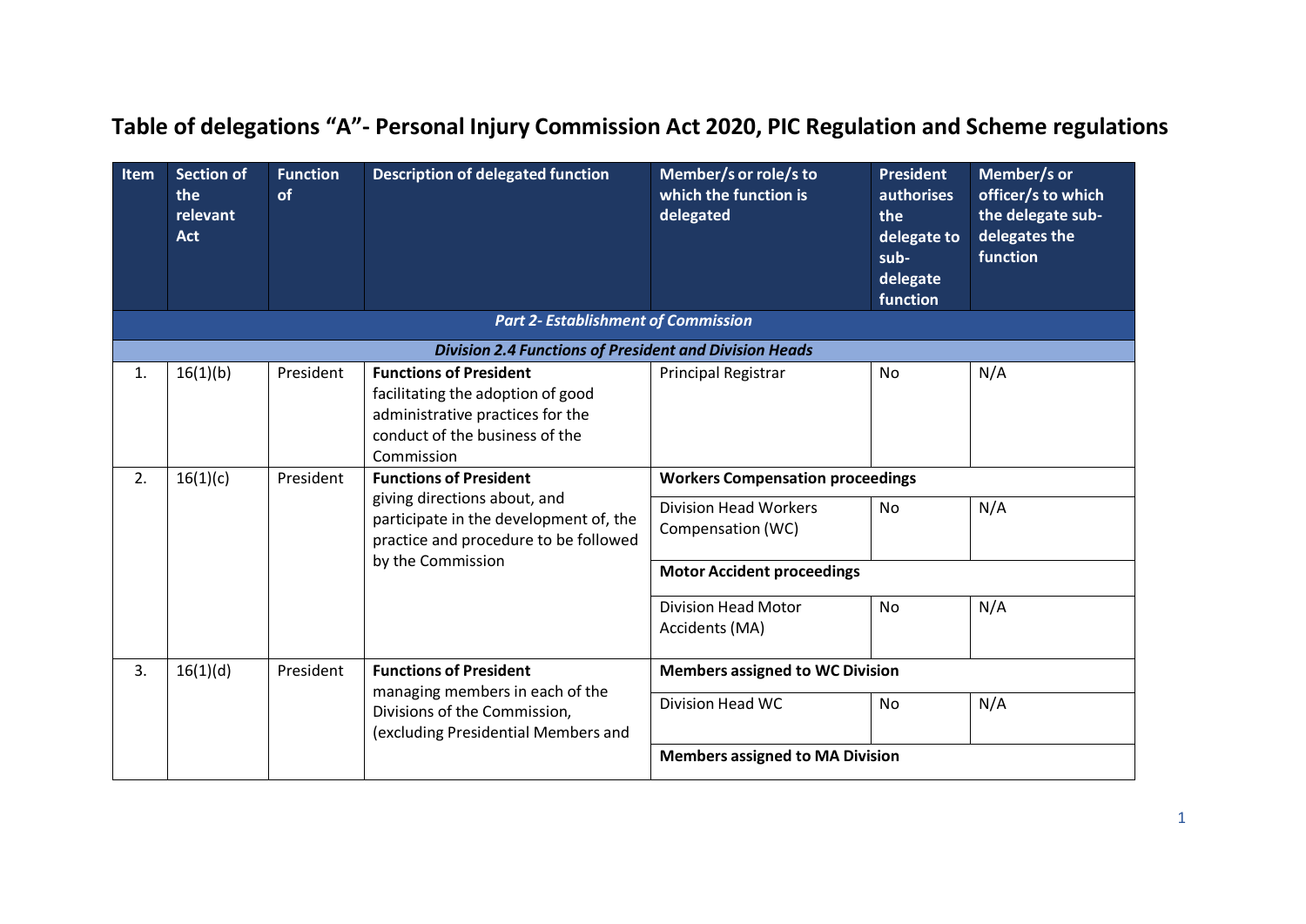# Table of delegations "A"- Personal Injury Commission Act 2020, PIC Regulation and Scheme regulations

| Item | Section of the relevant Act | Function of | Description of delegated function | Member/s or role/s to which the function is delegated | President authorises the delegate to sub-delegate function | Member/s or officer/s to which the delegate sub-delegates the function |
|---|---|---|---|---|---|---|
| ***Part 2- Establishment of Commission*** | | | | | | |
| ***Division 2.4 Functions of President and Division Heads*** | | | | | | |
| 1. | 16(1)(b) | President | **Functions of President** facilitating the adoption of good administrative practices for the conduct of the business of the Commission | Principal Registrar | No | N/A |
| 2. | 16(1)(c) | President | **Functions of President** giving directions about, and participate in the development of, the practice and procedure to be followed by the Commission | **Workers Compensation proceedings** | | |
| | | | | Division Head Workers Compensation (WC) | No | N/A |
| | | | | **Motor Accident proceedings** | | |
| | | | | Division Head Motor Accidents (MA) | No | N/A |
| 3. | 16(1)(d) | President | **Functions of President** managing members in each of the Divisions of the Commission, (excluding Presidential Members and | **Members assigned to WC Division** | | |
| | | | | Division Head WC | No | N/A |
| | | | | **Members assigned to MA Division** | | |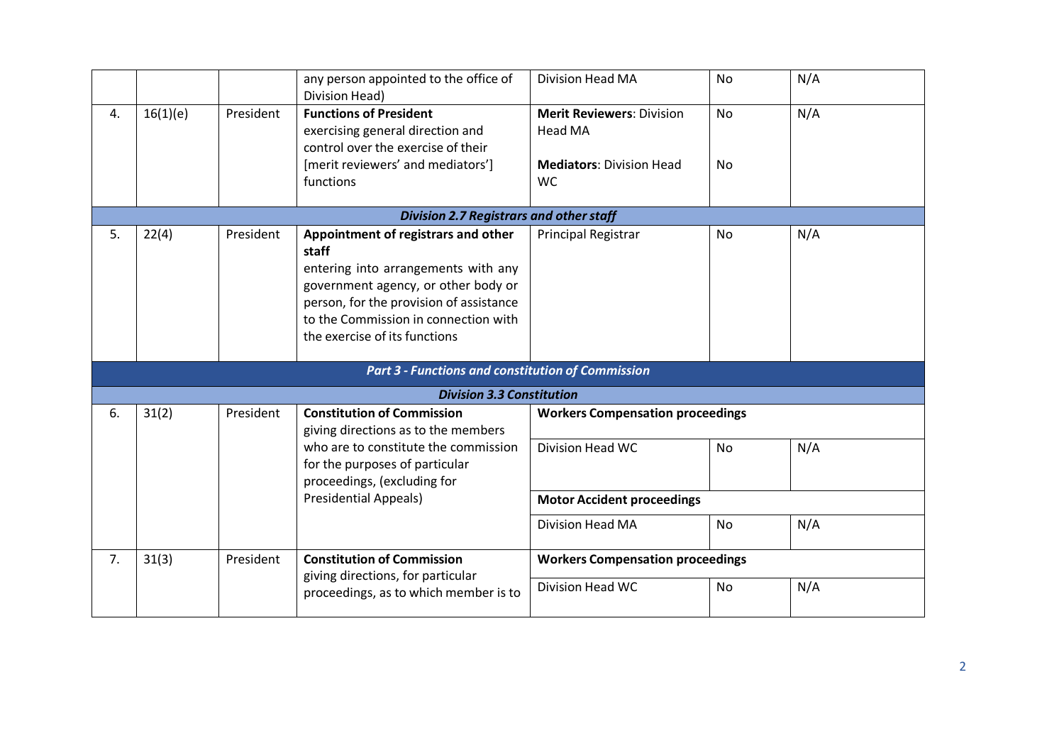| | | | | | | |
|---|---|---|---|---|---|---|
| | | | any person appointed to the office of Division Head) | Division Head MA | No | N/A |
| 4. | 16(1)(e) | President | **Functions of President** exercising general direction and control over the exercise of their [merit reviewers' and mediators'] functions | **Merit Reviewers**: Division Head MA<br><br>**Mediators**: Division Head WC | No<br><br>No | N/A |
| | | | ***Division 2.7 Registrars and other staff*** | | | |
| 5. | 22(4) | President | **Appointment of registrars and other staff** entering into arrangements with any government agency, or other body or person, for the provision of assistance to the Commission in connection with the exercise of its functions | Principal Registrar | No | N/A |
| | | | ***Part 3 - Functions and constitution of Commission*** | | | |
| | | | ***Division 3.3 Constitution*** | | | |
| 6. | 31(2) | President | **Constitution of Commission** giving directions as to the members who are to constitute the commission for the purposes of particular proceedings, (excluding for Presidential Appeals) | **Workers Compensation proceedings** | | |
| | | | | Division Head WC | No | N/A |
| | | | | **Motor Accident proceedings** | | |
| | | | | Division Head MA | No | N/A |
| 7. | 31(3) | President | **Constitution of Commission** giving directions, for particular proceedings, as to which member is to | **Workers Compensation proceedings** | | |
| | | | | Division Head WC | No | N/A |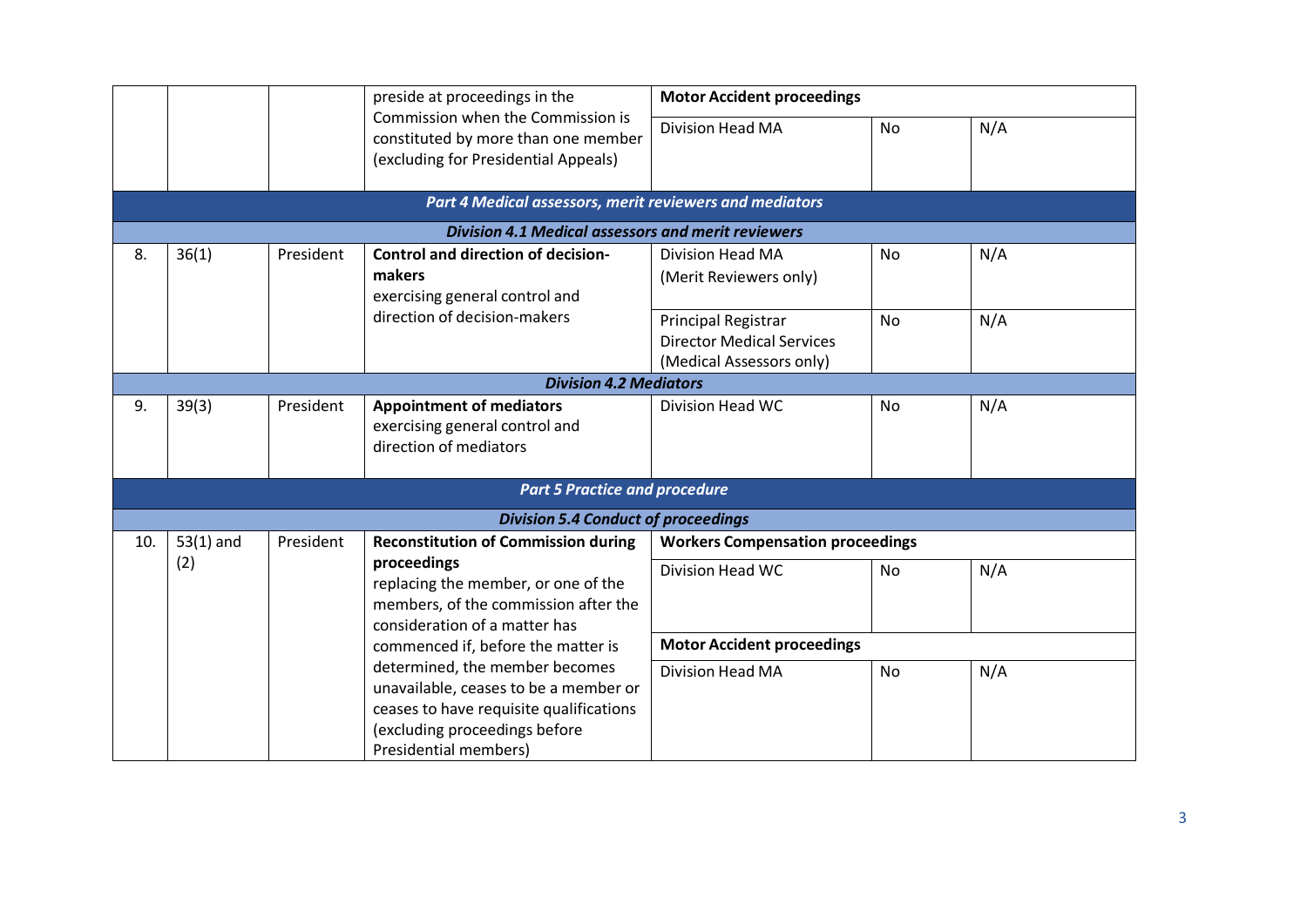| | | | | | | |
|---|---|---|---|---|---|---|
| | | | preside at proceedings in the Commission when the Commission is constituted by more than one member (excluding for Presidential Appeals) | **Motor Accident proceedings** | | |
| | | | | Division Head MA | No | N/A |
| ***Part 4 Medical assessors, merit reviewers and mediators*** | | | | | | |
| ***Division 4.1 Medical assessors and merit reviewers*** | | | | | | |
| 8. | 36(1) | President | **Control and direction of decision-makers** exercising general control and direction of decision-makers | Division Head MA (Merit Reviewers only) | No | N/A |
| | | | | Principal Registrar Director Medical Services (Medical Assessors only) | No | N/A |
| ***Division 4.2 Mediators*** | | | | | | |
| 9. | 39(3) | President | **Appointment of mediators** exercising general control and direction of mediators | Division Head WC | No | N/A |
| ***Part 5 Practice and procedure*** | | | | | | |
| ***Division 5.4 Conduct of proceedings*** | | | | | | |
| 10. | 53(1) and (2) | President | **Reconstitution of Commission during proceedings** replacing the member, or one of the members, of the commission after the consideration of a matter has commenced if, before the matter is determined, the member becomes unavailable, ceases to be a member or ceases to have requisite qualifications (excluding proceedings before Presidential members) | **Workers Compensation proceedings** | | |
| | | | | Division Head WC | No | N/A |
| | | | | **Motor Accident proceedings** | | |
| | | | | Division Head MA | No | N/A |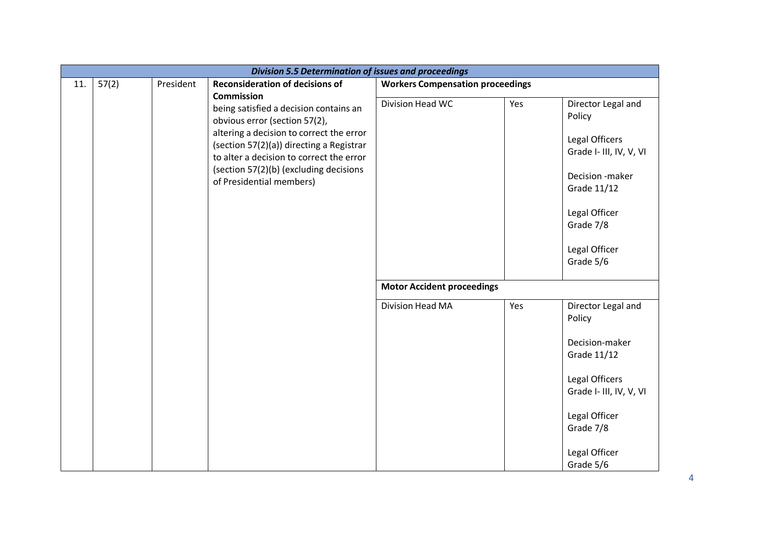| Division 5.5 Determination of issues and proceedings | | | | | | |
|---|---|---|---|---|---|---|
| 11. | 57(2) | President | **Reconsideration of decisions of Commission** being satisfied a decision contains an obvious error (section 57(2), altering a decision to correct the error (section 57(2)(a)) directing a Registrar to alter a decision to correct the error (section 57(2)(b) (excluding decisions of Presidential members) | **Workers Compensation proceedings** | | |
| | | | | Division Head WC | Yes | Director Legal and Policy<br><br>Legal Officers Grade I- III, IV, V, VI<br><br>Decision -maker Grade 11/12<br><br>Legal Officer Grade 7/8<br><br>Legal Officer Grade 5/6 |
| | | | | **Motor Accident proceedings** | | |
| | | | | Division Head MA | Yes | Director Legal and Policy<br><br>Decision-maker Grade 11/12<br><br>Legal Officers Grade I- III, IV, V, VI<br><br>Legal Officer Grade 7/8<br><br>Legal Officer Grade 5/6 |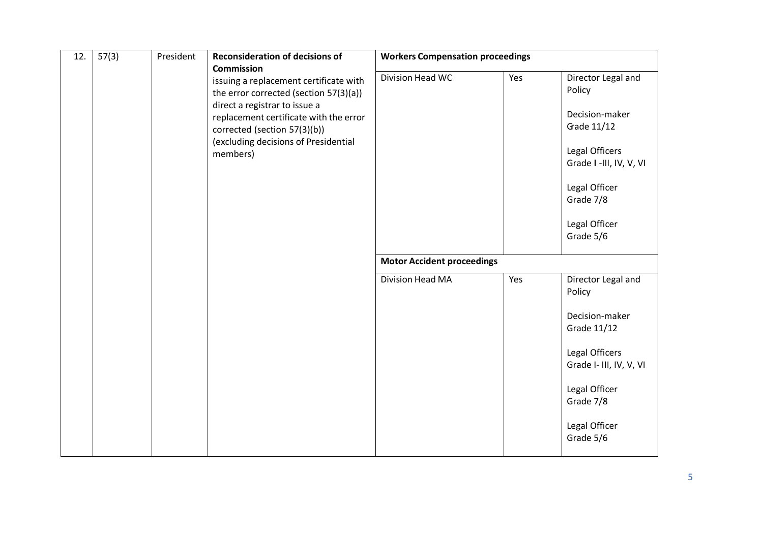| 12. | 57(3) | President | **Reconsideration of decisions of Commission**<br>issuing a replacement certificate with the error corrected (section 57(3)(a))<br>direct a registrar to issue a replacement certificate with the error corrected (section 57(3)(b))<br>(excluding decisions of Presidential members) | **Workers Compensation proceedings** | | |
|---|---|---|---|---|---|---|
| | | | | Division Head WC | Yes | Director Legal and Policy<br><br>Decision-maker Grade 11/12<br><br>Legal Officers Grade I -III, IV, V, VI<br><br>Legal Officer Grade 7/8<br><br>Legal Officer Grade 5/6 |
| | | | | **Motor Accident proceedings** | | |
| | | | | Division Head MA | Yes | Director Legal and Policy<br><br>Decision-maker Grade 11/12<br><br>Legal Officers Grade I- III, IV, V, VI<br><br>Legal Officer Grade 7/8<br><br>Legal Officer Grade 5/6 |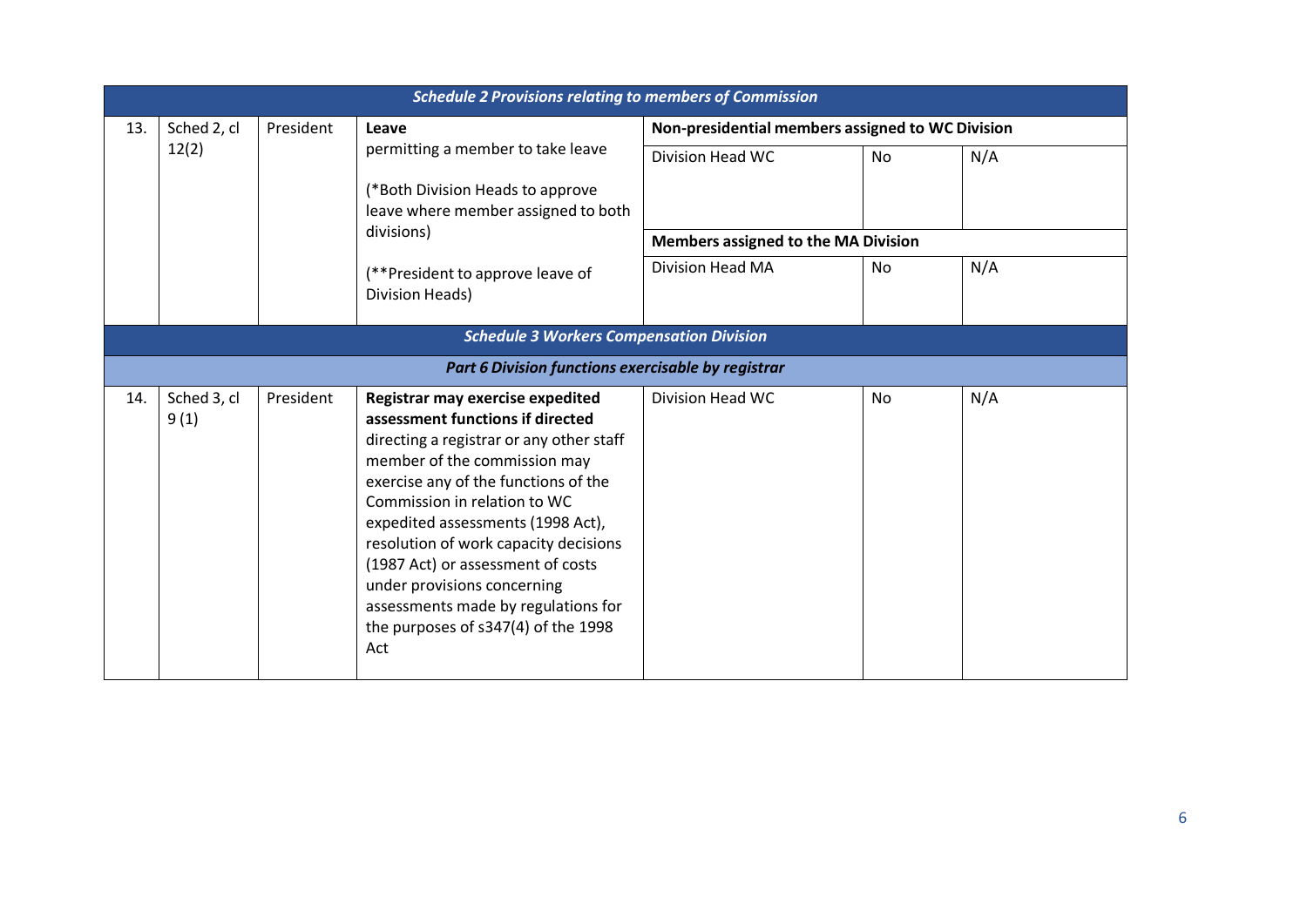| | | | | | | |
|---|---|---|---|---|---|---|
| ***Schedule 2 Provisions relating to members of Commission*** | | | | | | |
| 13. | Sched 2, cl 12(2) | President | **Leave**<br>permitting a member to take leave<br><br>(*Both Division Heads to approve leave where member assigned to both divisions)<br><br>(**President to approve leave of Division Heads) | **Non-presidential members assigned to WC Division** | | |
| | | | | Division Head WC | No | N/A |
| | | | | **Members assigned to the MA Division** | | |
| | | | | Division Head MA | No | N/A |
| ***Schedule 3 Workers Compensation Division*** | | | | | | |
| ***Part 6 Division functions exercisable by registrar*** | | | | | | |
| 14. | Sched 3, cl 9 (1) | President | **Registrar may exercise expedited assessment functions if directed**<br>directing a registrar or any other staff member of the commission may exercise any of the functions of the Commission in relation to WC expedited assessments (1998 Act), resolution of work capacity decisions (1987 Act) or assessment of costs under provisions concerning assessments made by regulations for the purposes of s347(4) of the 1998 Act | Division Head WC | No | N/A |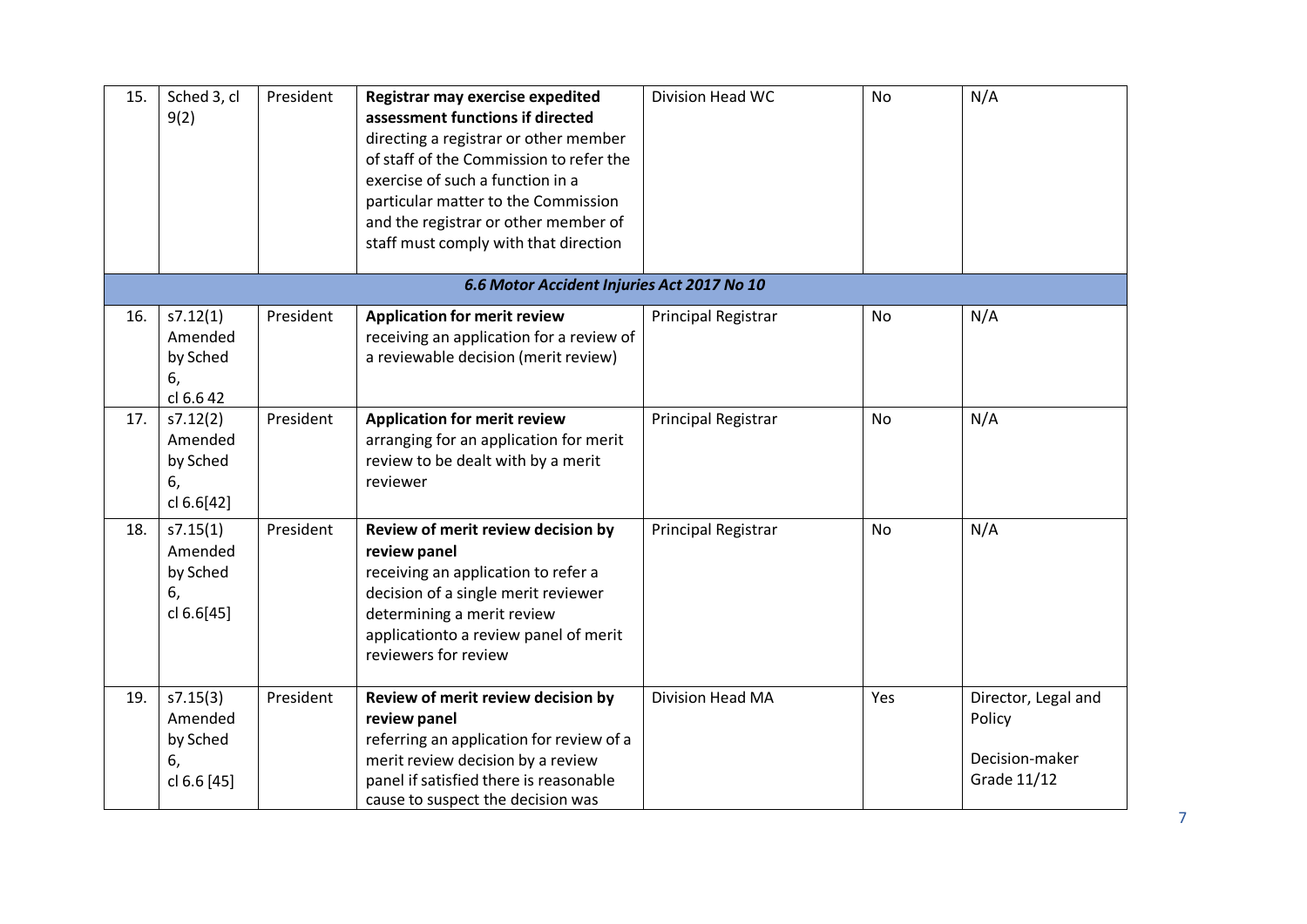| | | | | | | |
|---|---|---|---|---|---|---|
| 15. | Sched 3, cl 9(2) | President | **Registrar may exercise expedited assessment functions if directed** directing a registrar or other member of staff of the Commission to refer the exercise of such a function in a particular matter to the Commission and the registrar or other member of staff must comply with that direction | Division Head WC | No | N/A |
| | | | ***6.6 Motor Accident Injuries Act 2017 No 10*** | | | |
| 16. | s7.12(1) Amended by Sched 6, cl 6.6 42 | President | **Application for merit review** receiving an application for a review of a reviewable decision (merit review) | Principal Registrar | No | N/A |
| 17. | s7.12(2) Amended by Sched 6, cl 6.6[42] | President | **Application for merit review** arranging for an application for merit review to be dealt with by a merit reviewer | Principal Registrar | No | N/A |
| 18. | s7.15(1) Amended by Sched 6, cl 6.6[45] | President | **Review of merit review decision by review panel** receiving an application to refer a decision of a single merit reviewer determining a merit review applicationto a review panel of merit reviewers for review | Principal Registrar | No | N/A |
| 19. | s7.15(3) Amended by Sched 6, cl 6.6 [45] | President | **Review of merit review decision by review panel** referring an application for review of a merit review decision by a review panel if satisfied there is reasonable cause to suspect the decision was | Division Head MA | Yes | Director, Legal and Policy<br><br>Decision-maker Grade 11/12 |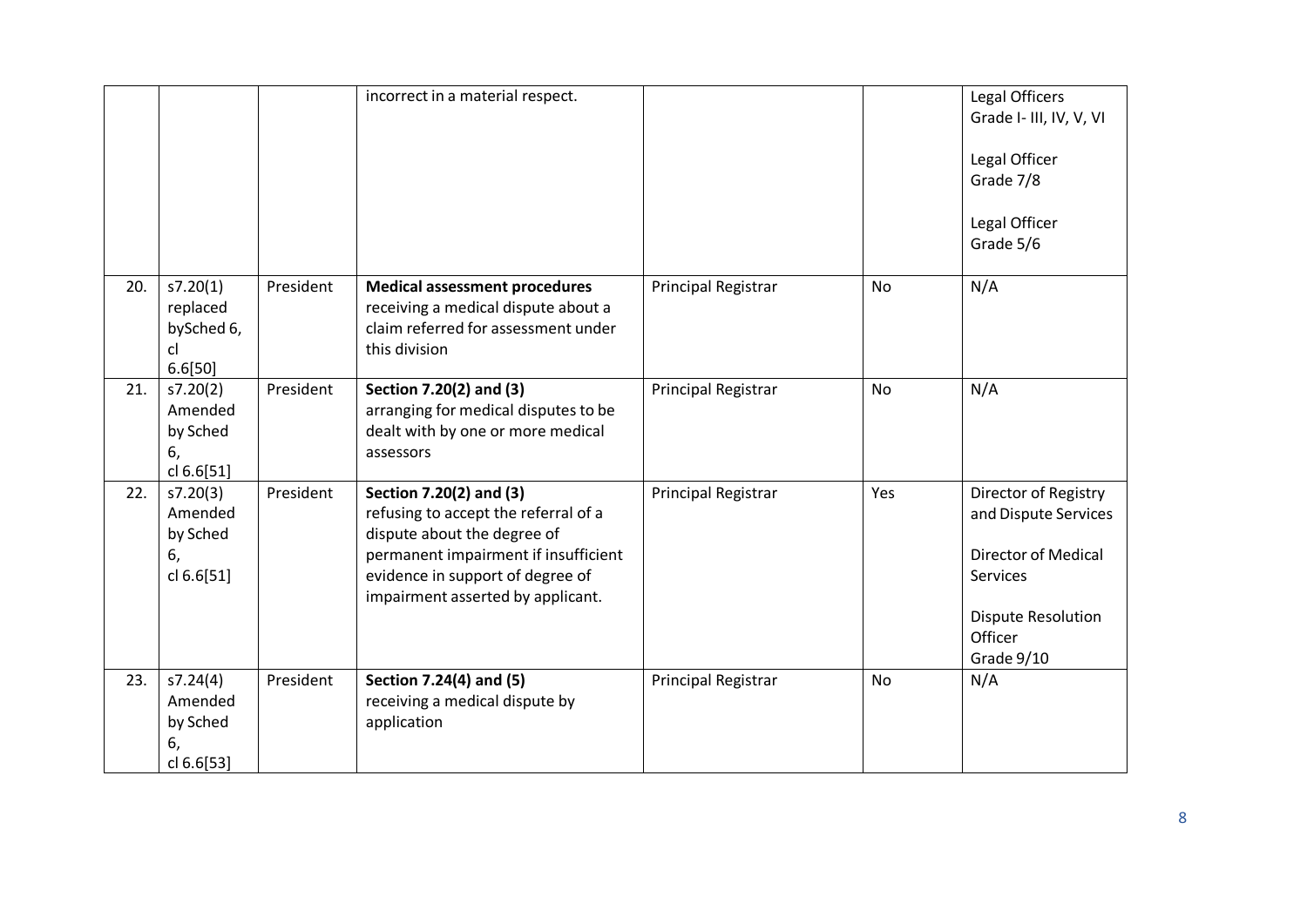|  |  |  | incorrect in a material respect. |  |  | Legal Officers Grade I- III, IV, V, VI<br><br>Legal Officer Grade 7/8<br><br>Legal Officer Grade 5/6 |
|---|---|---|---|---|---|---|
| 20. | s7.20(1) replaced bySched 6, cl 6.6[50] | President | **Medical assessment procedures** receiving a medical dispute about a claim referred for assessment under this division | Principal Registrar | No | N/A |
| 21. | s7.20(2) Amended by Sched 6, cl 6.6[51] | President | **Section 7.20(2) and (3)** arranging for medical disputes to be dealt with by one or more medical assessors | Principal Registrar | No | N/A |
| 22. | s7.20(3) Amended by Sched 6, cl 6.6[51] | President | **Section 7.20(2) and (3)** refusing to accept the referral of a dispute about the degree of permanent impairment if insufficient evidence in support of degree of impairment asserted by applicant. | Principal Registrar | Yes | Director of Registry and Dispute Services<br><br>Director of Medical Services<br><br>Dispute Resolution Officer Grade 9/10 |
| 23. | s7.24(4) Amended by Sched 6, cl 6.6[53] | President | **Section 7.24(4) and (5)** receiving a medical dispute by application | Principal Registrar | No | N/A |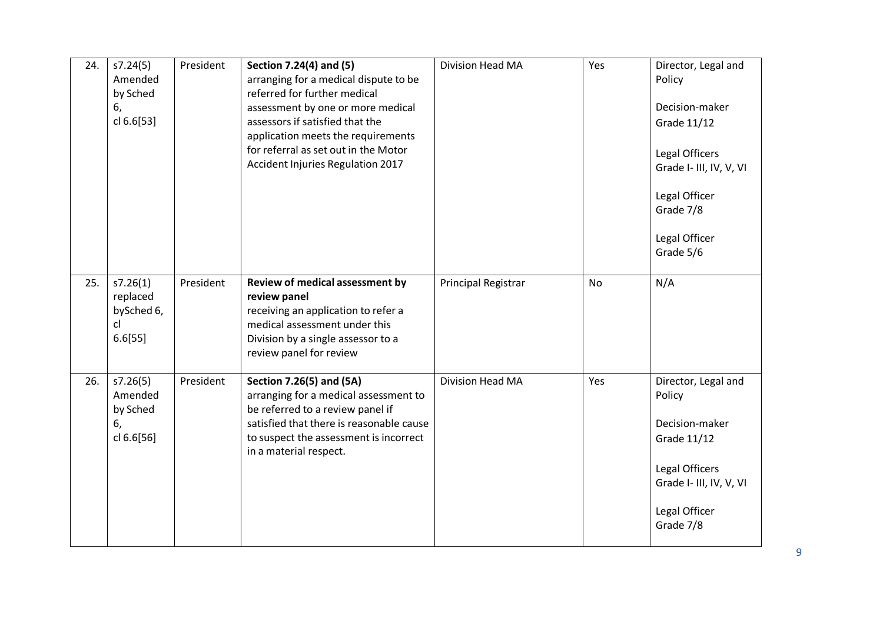| 24. | s7.24(5) Amended by Sched 6, cl 6.6[53] | President | **Section 7.24(4) and (5)** arranging for a medical dispute to be referred for further medical assessment by one or more medical assessors if satisfied that the application meets the requirements for referral as set out in the Motor Accident Injuries Regulation 2017 | Division Head MA | Yes | Director, Legal and Policy<br><br>Decision-maker Grade 11/12<br><br>Legal Officers Grade I- III, IV, V, VI<br><br>Legal Officer Grade 7/8<br><br>Legal Officer Grade 5/6 |
|---|---|---|---|---|---|---|
| 25. | s7.26(1) replaced bySched 6, cl 6.6[55] | President | **Review of medical assessment by review panel** receiving an application to refer a medical assessment under this Division by a single assessor to a review panel for review | Principal Registrar | No | N/A |
| 26. | s7.26(5) Amended by Sched 6, cl 6.6[56] | President | **Section 7.26(5) and (5A)** arranging for a medical assessment to be referred to a review panel if satisfied that there is reasonable cause to suspect the assessment is incorrect in a material respect. | Division Head MA | Yes | Director, Legal and Policy<br><br>Decision-maker Grade 11/12<br><br>Legal Officers Grade I- III, IV, V, VI<br><br>Legal Officer Grade 7/8 |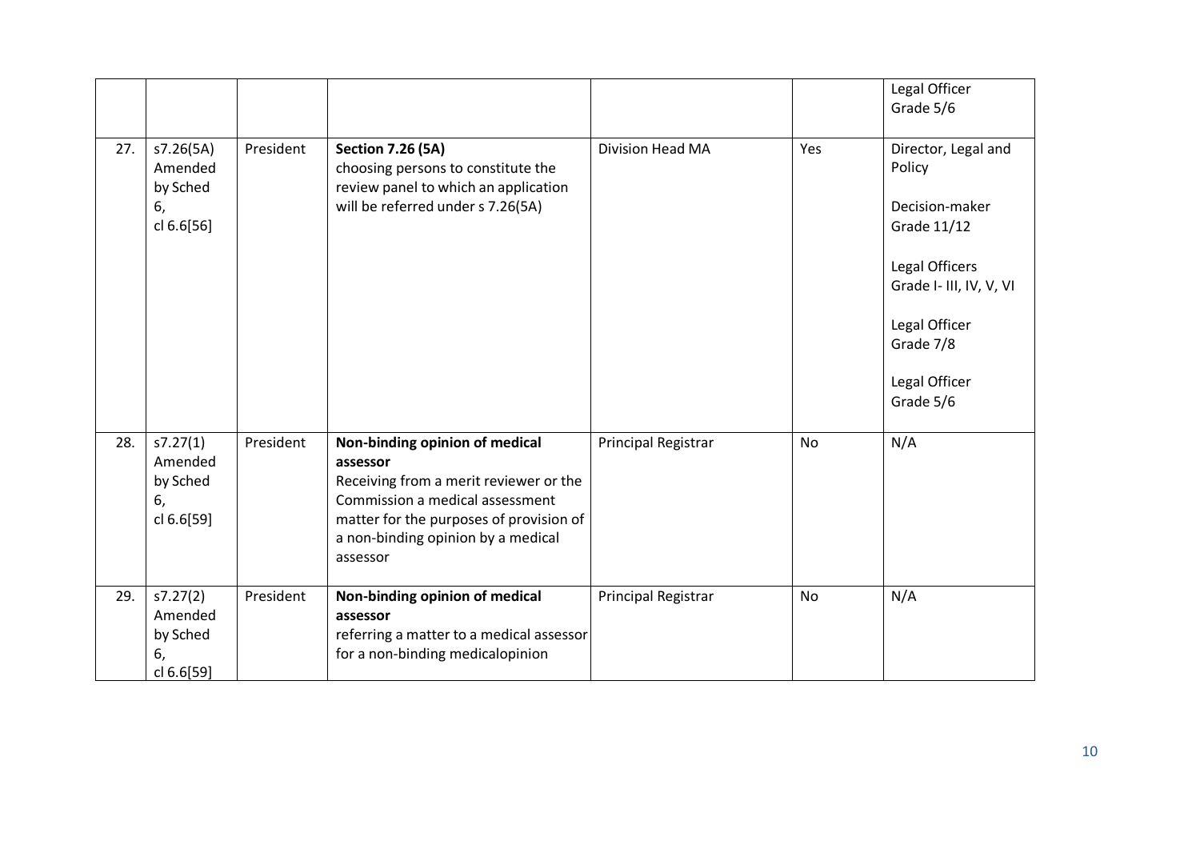| | | | | | | |
|---|---|---|---|---|---|---|
| | | | | | | Legal Officer Grade 5/6 |
| 27. | s7.26(5A) Amended by Sched 6, cl 6.6[56] | President | **Section 7.26 (5A)** choosing persons to constitute the review panel to which an application will be referred under s 7.26(5A) | Division Head MA | Yes | Director, Legal and Policy<br><br>Decision-maker Grade 11/12<br><br>Legal Officers Grade I- III, IV, V, VI<br><br>Legal Officer Grade 7/8<br><br>Legal Officer Grade 5/6 |
| 28. | s7.27(1) Amended by Sched 6, cl 6.6[59] | President | **Non-binding opinion of medical assessor** Receiving from a merit reviewer or the Commission a medical assessment matter for the purposes of provision of a non-binding opinion by a medical assessor | Principal Registrar | No | N/A |
| 29. | s7.27(2) Amended by Sched 6, cl 6.6[59] | President | **Non-binding opinion of medical assessor** referring a matter to a medical assessor for a non-binding medicalopinion | Principal Registrar | No | N/A |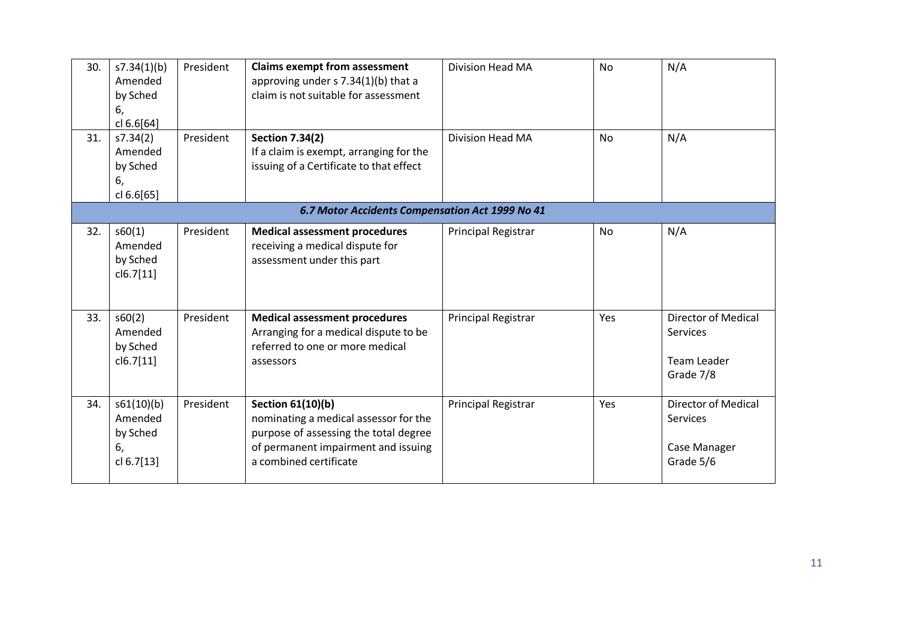| | | | | | | |
|---|---|---|---|---|---|---|
| 30. | s7.34(1)(b) Amended by Sched 6, cl 6.6[64] | President | **Claims exempt from assessment** approving under s 7.34(1)(b) that a claim is not suitable for assessment | Division Head MA | No | N/A |
| 31. | s7.34(2) Amended by Sched 6, cl 6.6[65] | President | **Section 7.34(2)** If a claim is exempt, arranging for the issuing of a Certificate to that effect | Division Head MA | No | N/A |
| | | | ***6.7 Motor Accidents Compensation Act 1999 No 41*** | | | |
| 32. | s60(1) Amended by Sched cl6.7[11] | President | **Medical assessment procedures** receiving a medical dispute for assessment under this part | Principal Registrar | No | N/A |
| 33. | s60(2) Amended by Sched cl6.7[11] | President | **Medical assessment procedures** Arranging for a medical dispute to be referred to one or more medical assessors | Principal Registrar | Yes | Director of Medical Services<br><br>Team Leader Grade 7/8 |
| 34. | s61(10)(b) Amended by Sched 6, cl 6.7[13] | President | **Section 61(10)(b)** nominating a medical assessor for the purpose of assessing the total degree of permanent impairment and issuing a combined certificate | Principal Registrar | Yes | Director of Medical Services<br><br>Case Manager Grade 5/6 |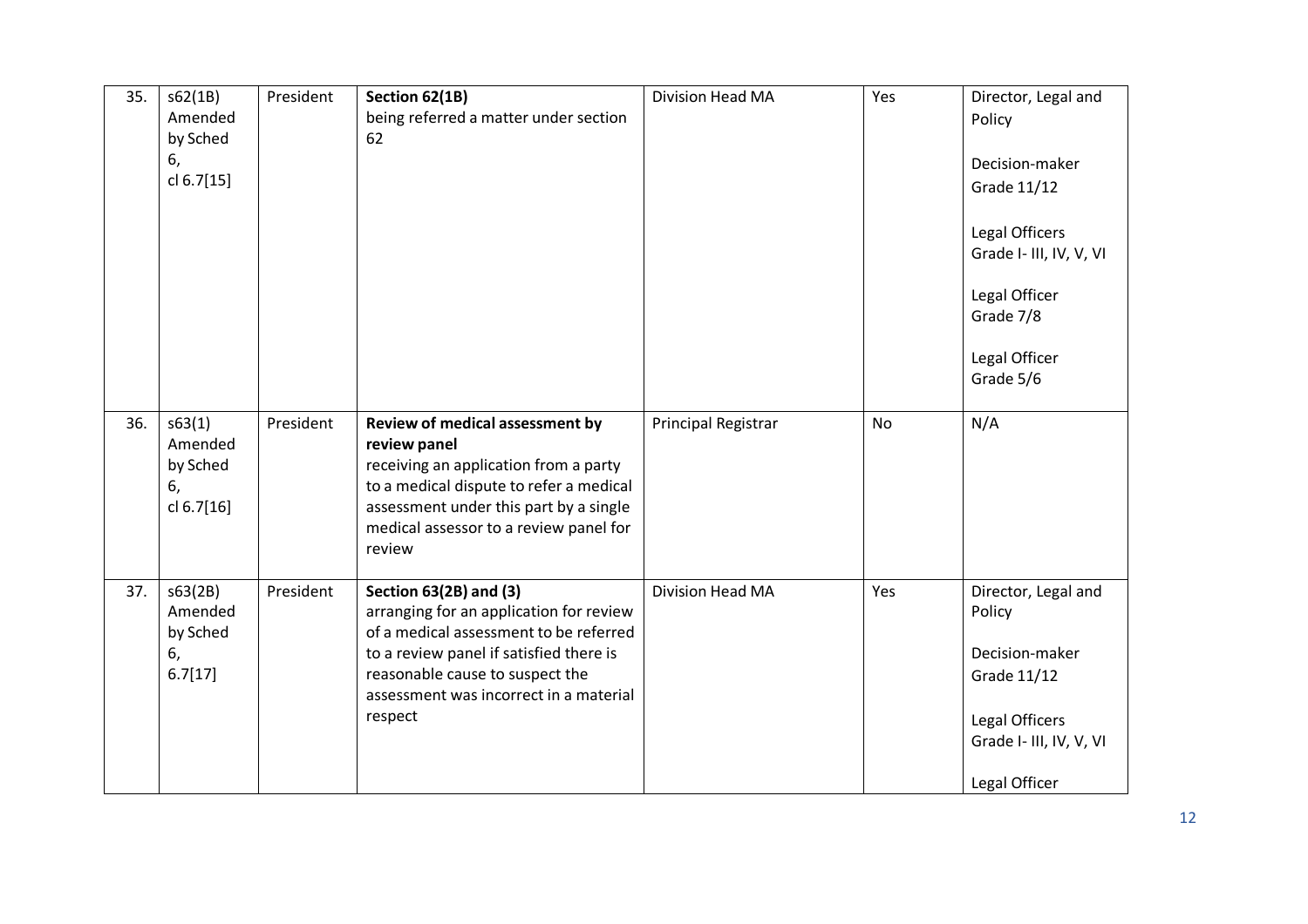| 35. | s62(1B) Amended by Sched 6, cl 6.7[15] | President | **Section 62(1B)** being referred a matter under section 62 | Division Head MA | Yes | Director, Legal and Policy<br><br>Decision-maker Grade 11/12<br><br>Legal Officers Grade I- III, IV, V, VI<br><br>Legal Officer Grade 7/8<br><br>Legal Officer Grade 5/6 |
|---|---|---|---|---|---|---|
| 36. | s63(1) Amended by Sched 6, cl 6.7[16] | President | **Review of medical assessment by review panel** receiving an application from a party to a medical dispute to refer a medical assessment under this part by a single medical assessor to a review panel for review | Principal Registrar | No | N/A |
| 37. | s63(2B) Amended by Sched 6, 6.7[17] | President | **Section 63(2B) and (3)** arranging for an application for review of a medical assessment to be referred to a review panel if satisfied there is reasonable cause to suspect the assessment was incorrect in a material respect | Division Head MA | Yes | Director, Legal and Policy<br><br>Decision-maker Grade 11/12<br><br>Legal Officers Grade I- III, IV, V, VI<br><br>Legal Officer |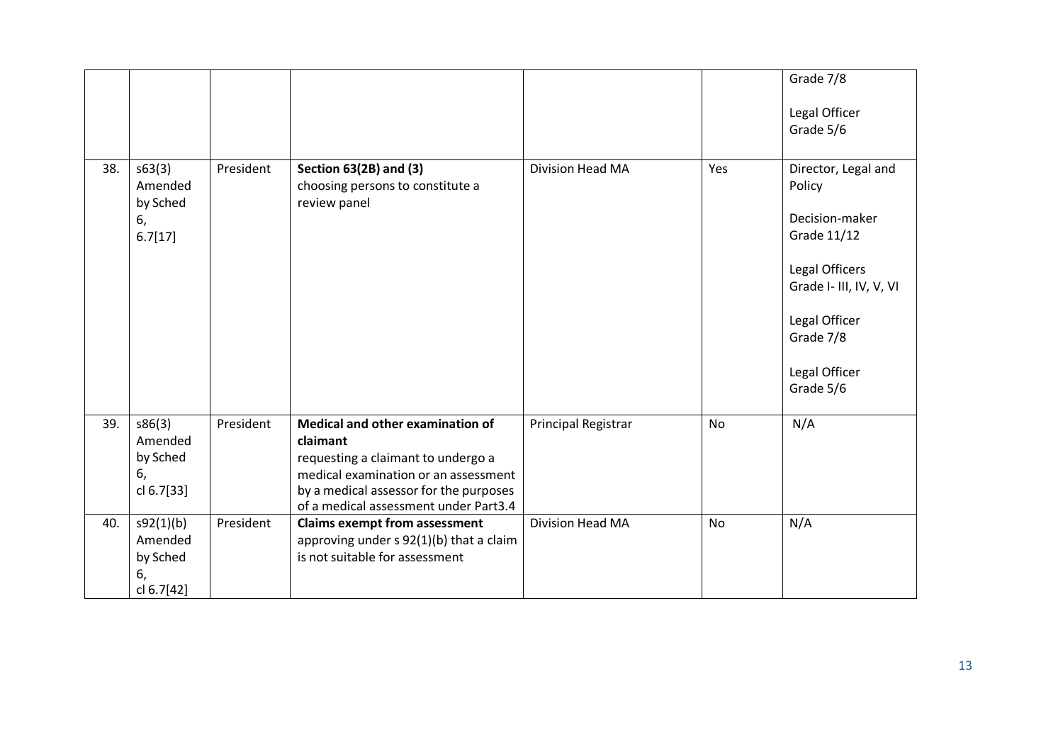| | | | | | | |
|---|---|---|---|---|---|---|
| | | | | | | Grade 7/8<br><br>Legal Officer Grade 5/6 |
| 38. | s63(3) Amended by Sched 6, 6.7[17] | President | **Section 63(2B) and (3)** choosing persons to constitute a review panel | Division Head MA | Yes | Director, Legal and Policy<br><br>Decision-maker Grade 11/12<br><br>Legal Officers Grade I- III, IV, V, VI<br><br>Legal Officer Grade 7/8<br><br>Legal Officer Grade 5/6 |
| 39. | s86(3) Amended by Sched 6, cl 6.7[33] | President | **Medical and other examination of claimant** requesting a claimant to undergo a medical examination or an assessment by a medical assessor for the purposes of a medical assessment under Part3.4 | Principal Registrar | No | N/A |
| 40. | s92(1)(b) Amended by Sched 6, cl 6.7[42] | President | **Claims exempt from assessment** approving under s 92(1)(b) that a claim is not suitable for assessment | Division Head MA | No | N/A |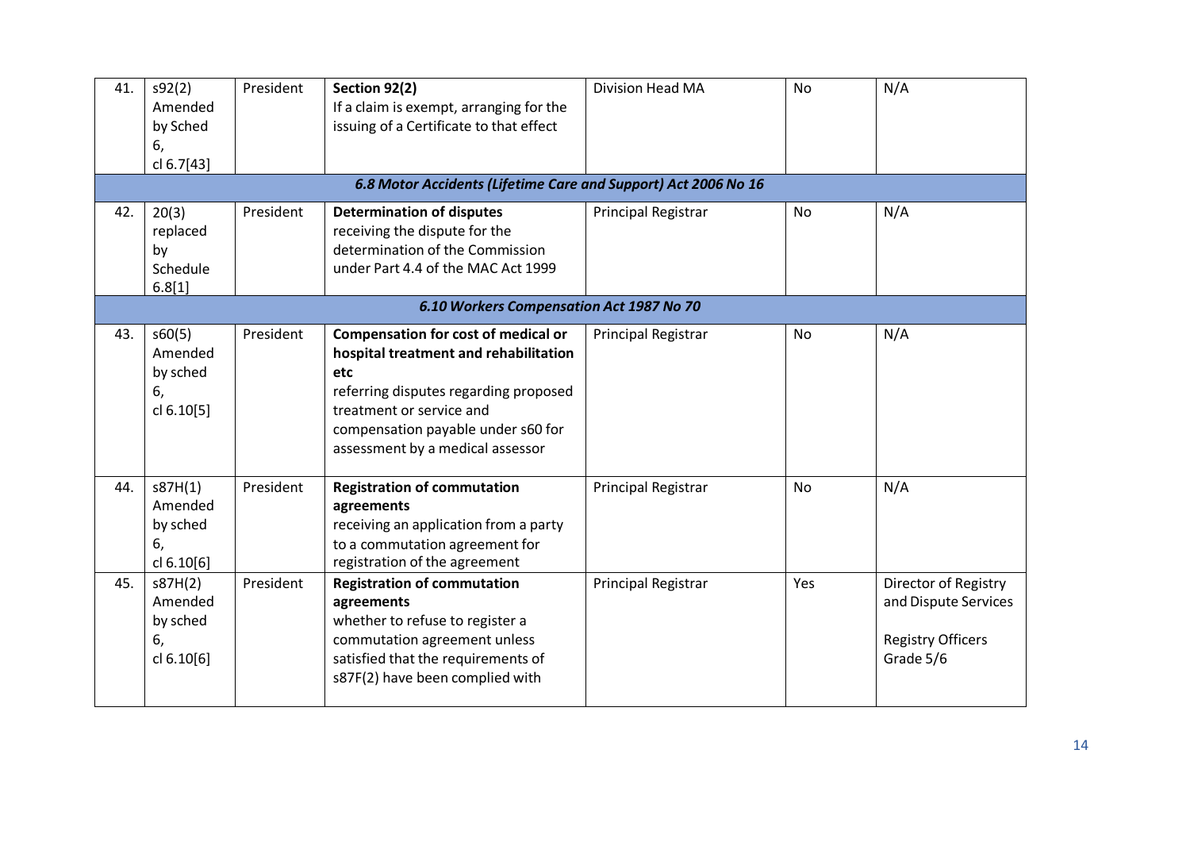| 41. | s92(2) Amended by Sched 6, cl 6.7[43] | President | **Section 92(2)** If a claim is exempt, arranging for the issuing of a Certificate to that effect | Division Head MA | No | N/A |
|---|---|---|---|---|---|---|
| | | | ***6.8 Motor Accidents (Lifetime Care and Support) Act 2006 No 16*** | | | |
| 42. | 20(3) replaced by Schedule 6.8[1] | President | **Determination of disputes** receiving the dispute for the determination of the Commission under Part 4.4 of the MAC Act 1999 | Principal Registrar | No | N/A |
| | | | ***6.10 Workers Compensation Act 1987 No 70*** | | | |
| 43. | s60(5) Amended by sched 6, cl 6.10[5] | President | **Compensation for cost of medical or hospital treatment and rehabilitation etc** referring disputes regarding proposed treatment or service and compensation payable under s60 for assessment by a medical assessor | Principal Registrar | No | N/A |
| 44. | s87H(1) Amended by sched 6, cl 6.10[6] | President | **Registration of commutation agreements** receiving an application from a party to a commutation agreement for registration of the agreement | Principal Registrar | No | N/A |
| 45. | s87H(2) Amended by sched 6, cl 6.10[6] | President | **Registration of commutation agreements** whether to refuse to register a commutation agreement unless satisfied that the requirements of s87F(2) have been complied with | Principal Registrar | Yes | Director of Registry and Dispute Services<br><br>Registry Officers Grade 5/6 |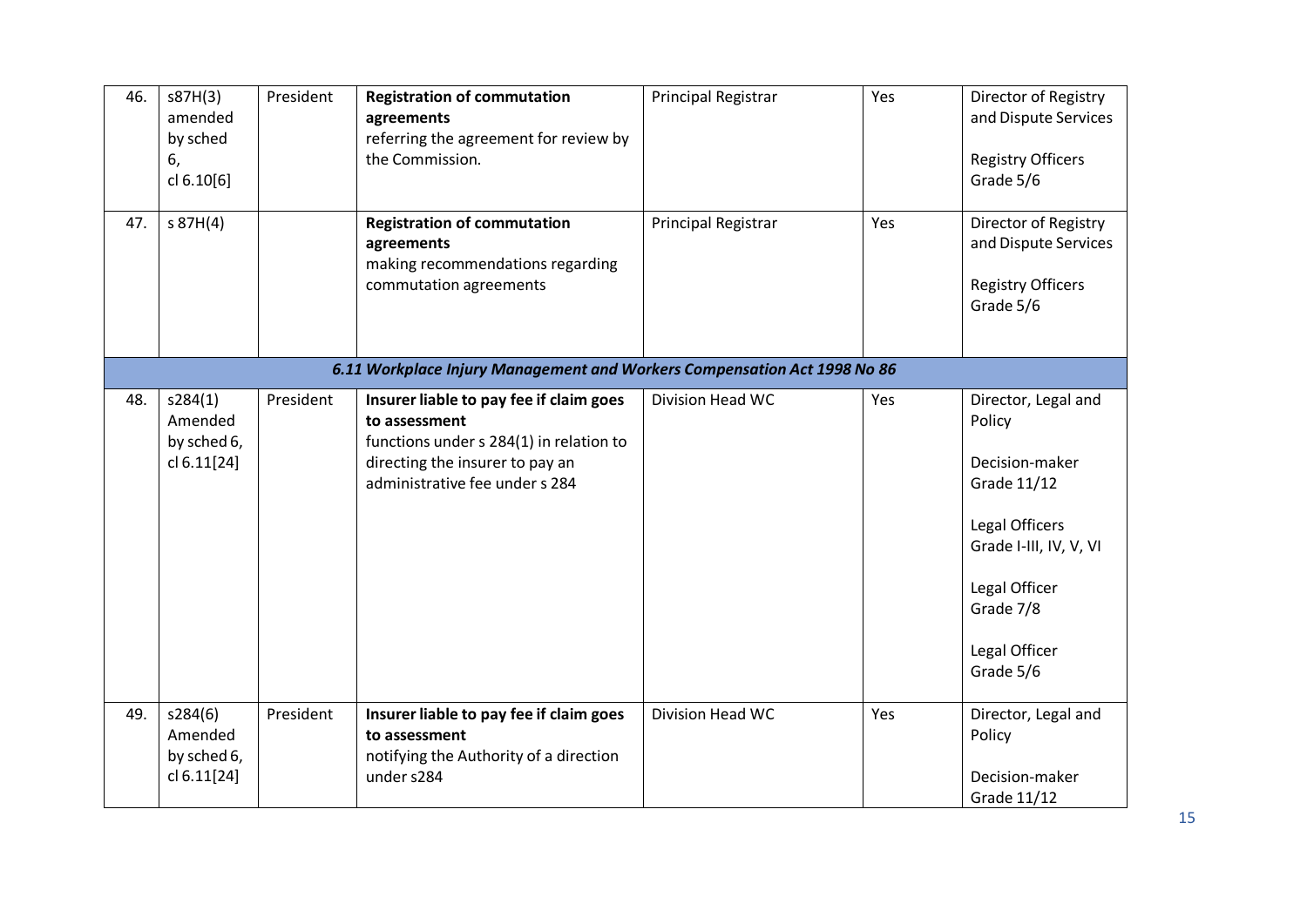| 46. | s87H(3) amended by sched 6, cl 6.10[6] | President | **Registration of commutation agreements** referring the agreement for review by the Commission. | Principal Registrar | Yes | Director of Registry and Dispute Services<br><br>Registry Officers Grade 5/6 |
|---|---|---|---|---|---|---|
| 47. | s 87H(4) | | **Registration of commutation agreements** making recommendations regarding commutation agreements | Principal Registrar | Yes | Director of Registry and Dispute Services<br><br>Registry Officers Grade 5/6 |
| | | | ***6.11 Workplace Injury Management and Workers Compensation Act 1998 No 86*** | | | |
| 48. | s284(1) Amended by sched 6, cl 6.11[24] | President | **Insurer liable to pay fee if claim goes to assessment** functions under s 284(1) in relation to directing the insurer to pay an administrative fee under s 284 | Division Head WC | Yes | Director, Legal and Policy<br><br>Decision-maker Grade 11/12<br><br>Legal Officers Grade I-III, IV, V, VI<br><br>Legal Officer Grade 7/8<br><br>Legal Officer Grade 5/6 |
| 49. | s284(6) Amended by sched 6, cl 6.11[24] | President | **Insurer liable to pay fee if claim goes to assessment** notifying the Authority of a direction under s284 | Division Head WC | Yes | Director, Legal and Policy<br><br>Decision-maker Grade 11/12 |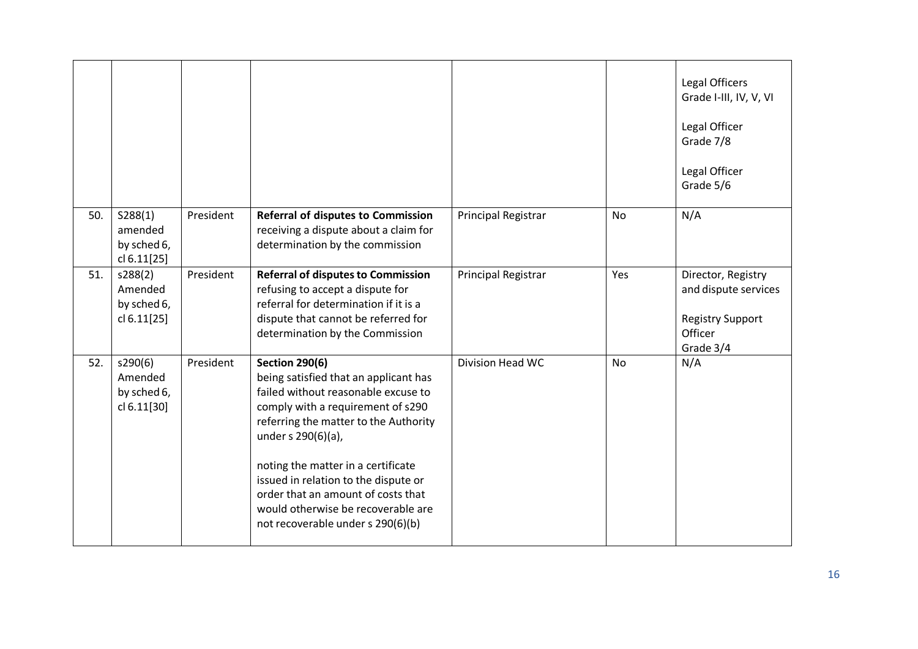| | | | | | | |
|---|---|---|---|---|---|---|
| | | | | | | Legal Officers Grade I-III, IV, V, VI<br><br>Legal Officer Grade 7/8<br><br>Legal Officer Grade 5/6 |
| 50. | S288(1) amended by sched 6, cl 6.11[25] | President | **Referral of disputes to Commission** receiving a dispute about a claim for determination by the commission | Principal Registrar | No | N/A |
| 51. | s288(2) Amended by sched 6, cl 6.11[25] | President | **Referral of disputes to Commission** refusing to accept a dispute for referral for determination if it is a dispute that cannot be referred for determination by the Commission | Principal Registrar | Yes | Director, Registry and dispute services<br><br>Registry Support Officer Grade 3/4 |
| 52. | s290(6) Amended by sched 6, cl 6.11[30] | President | **Section 290(6)** being satisfied that an applicant has failed without reasonable excuse to comply with a requirement of s290 referring the matter to the Authority under s 290(6)(a),<br><br>noting the matter in a certificate issued in relation to the dispute or order that an amount of costs that would otherwise be recoverable are not recoverable under s 290(6)(b) | Division Head WC | No | N/A |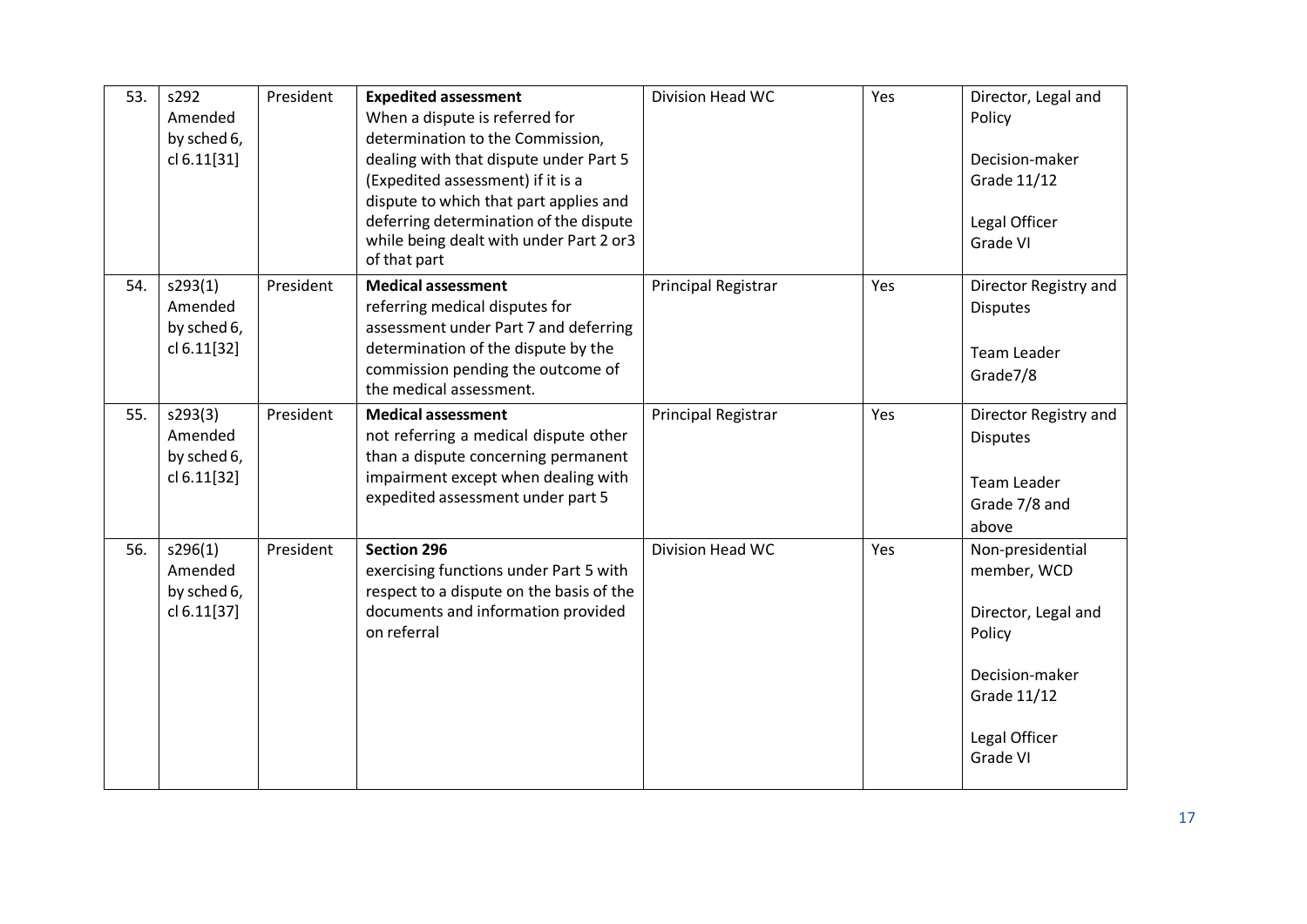| 53. | s292 Amended by sched 6, cl 6.11[31] | President | **Expedited assessment** When a dispute is referred for determination to the Commission, dealing with that dispute under Part 5 (Expedited assessment) if it is a dispute to which that part applies and deferring determination of the dispute while being dealt with under Part 2 or3 of that part | Division Head WC | Yes | Director, Legal and Policy<br><br>Decision-maker Grade 11/12<br><br>Legal Officer Grade VI |
|---|---|---|---|---|---|---|
| 54. | s293(1) Amended by sched 6, cl 6.11[32] | President | **Medical assessment** referring medical disputes for assessment under Part 7 and deferring determination of the dispute by the commission pending the outcome of the medical assessment. | Principal Registrar | Yes | Director Registry and Disputes<br><br>Team Leader Grade7/8 |
| 55. | s293(3) Amended by sched 6, cl 6.11[32] | President | **Medical assessment** not referring a medical dispute other than a dispute concerning permanent impairment except when dealing with expedited assessment under part 5 | Principal Registrar | Yes | Director Registry and Disputes<br><br>Team Leader Grade 7/8 and above |
| 56. | s296(1) Amended by sched 6, cl 6.11[37] | President | **Section 296** exercising functions under Part 5 with respect to a dispute on the basis of the documents and information provided on referral | Division Head WC | Yes | Non-presidential member, WCD<br><br>Director, Legal and Policy<br><br>Decision-maker Grade 11/12<br><br>Legal Officer Grade VI |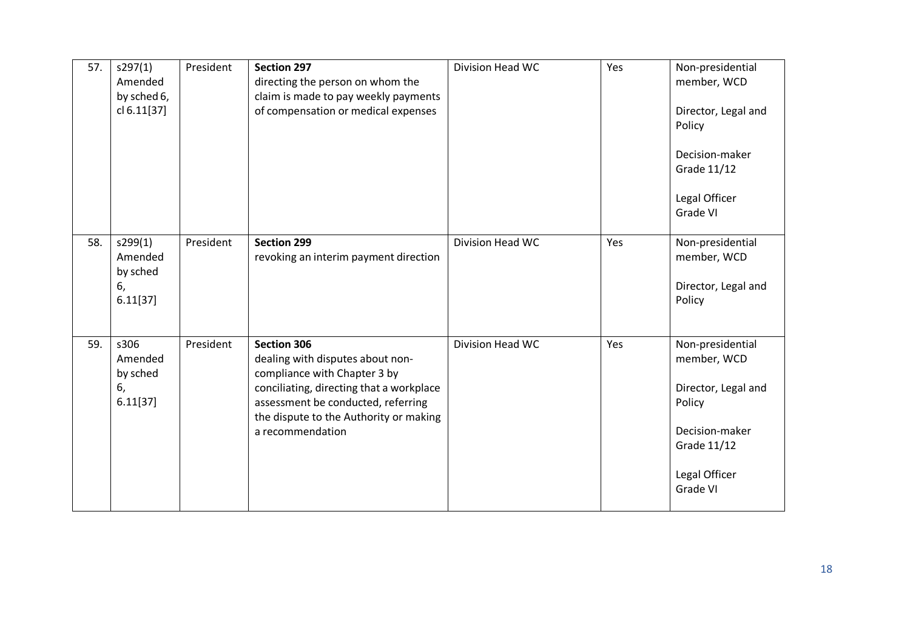| 57. | s297(1) Amended by sched 6, cl 6.11[37] | President | **Section 297** directing the person on whom the claim is made to pay weekly payments of compensation or medical expenses | Division Head WC | Yes | Non-presidential member, WCD<br><br>Director, Legal and Policy<br><br>Decision-maker Grade 11/12<br><br>Legal Officer Grade VI |
|---|---|---|---|---|---|---|
| 58. | s299(1) Amended by sched 6, 6.11[37] | President | **Section 299** revoking an interim payment direction | Division Head WC | Yes | Non-presidential member, WCD<br><br>Director, Legal and Policy |
| 59. | s306 Amended by sched 6, 6.11[37] | President | **Section 306** dealing with disputes about non-compliance with Chapter 3 by conciliating, directing that a workplace assessment be conducted, referring the dispute to the Authority or making a recommendation | Division Head WC | Yes | Non-presidential member, WCD<br><br>Director, Legal and Policy<br><br>Decision-maker Grade 11/12<br><br>Legal Officer Grade VI |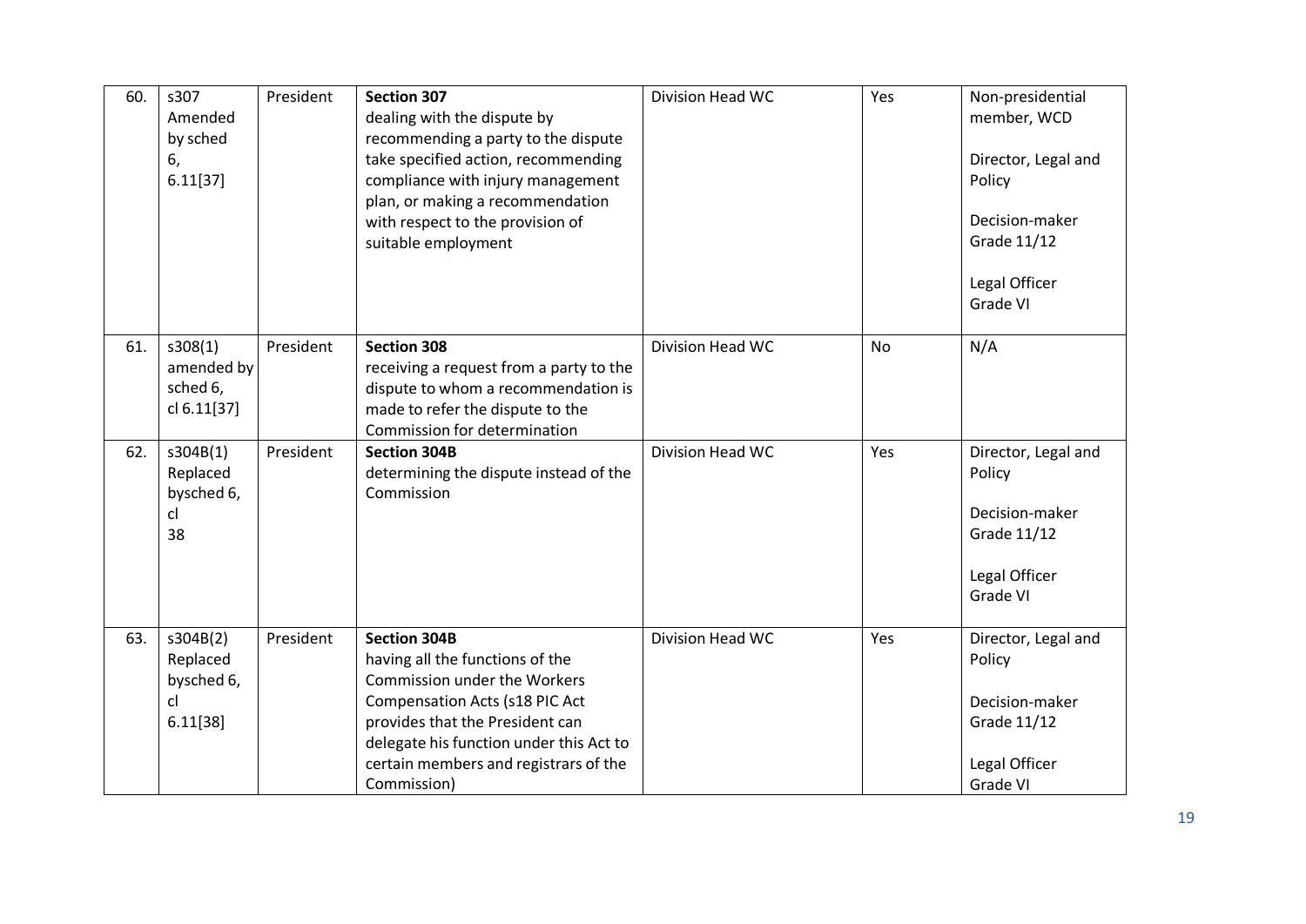| 60. | s307 Amended by sched 6, 6.11[37] | President | **Section 307** dealing with the dispute by recommending a party to the dispute take specified action, recommending compliance with injury management plan, or making a recommendation with respect to the provision of suitable employment | Division Head WC | Yes | Non-presidential member, WCD<br><br>Director, Legal and Policy<br><br>Decision-maker Grade 11/12<br><br>Legal Officer Grade VI |
|---|---|---|---|---|---|---|
| 61. | s308(1) amended by sched 6, cl 6.11[37] | President | **Section 308** receiving a request from a party to the dispute to whom a recommendation is made to refer the dispute to the Commission for determination | Division Head WC | No | N/A |
| 62. | s304B(1) Replaced bysched 6, cl 38 | President | **Section 304B** determining the dispute instead of the Commission | Division Head WC | Yes | Director, Legal and Policy<br><br>Decision-maker Grade 11/12<br><br>Legal Officer Grade VI |
| 63. | s304B(2) Replaced bysched 6, cl 6.11[38] | President | **Section 304B** having all the functions of the Commission under the Workers Compensation Acts (s18 PIC Act provides that the President can delegate his function under this Act to certain members and registrars of the Commission) | Division Head WC | Yes | Director, Legal and Policy<br><br>Decision-maker Grade 11/12<br><br>Legal Officer Grade VI |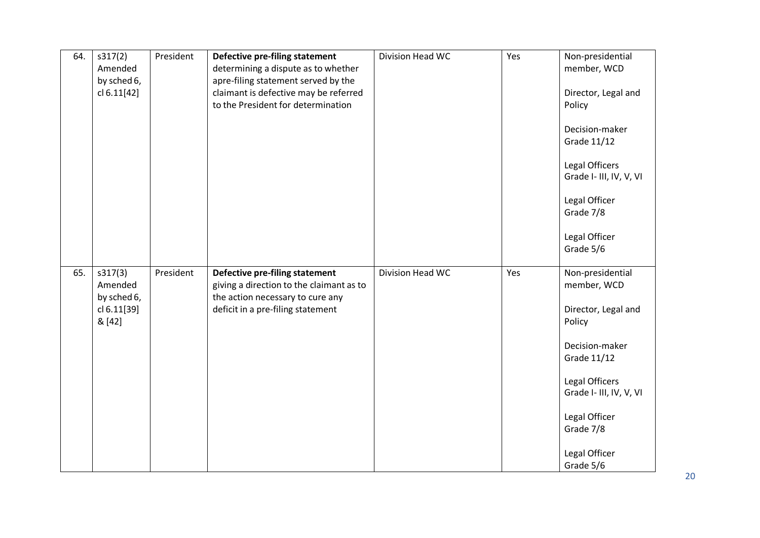| | | | | | | |
|---|---|---|---|---|---|---|
| 64. | s317(2) Amended by sched 6, cl 6.11[42] | President | **Defective pre-filing statement** determining a dispute as to whether apre-filing statement served by the claimant is defective may be referred to the President for determination | Division Head WC | Yes | Non-presidential member, WCD<br><br>Director, Legal and Policy<br><br>Decision-maker Grade 11/12<br><br>Legal Officers Grade I- III, IV, V, VI<br><br>Legal Officer Grade 7/8<br><br>Legal Officer Grade 5/6 |
| 65. | s317(3) Amended by sched 6, cl 6.11[39] & [42] | President | **Defective pre-filing statement** giving a direction to the claimant as to the action necessary to cure any deficit in a pre-filing statement | Division Head WC | Yes | Non-presidential member, WCD<br><br>Director, Legal and Policy<br><br>Decision-maker Grade 11/12<br><br>Legal Officers Grade I- III, IV, V, VI<br><br>Legal Officer Grade 7/8<br><br>Legal Officer Grade 5/6 |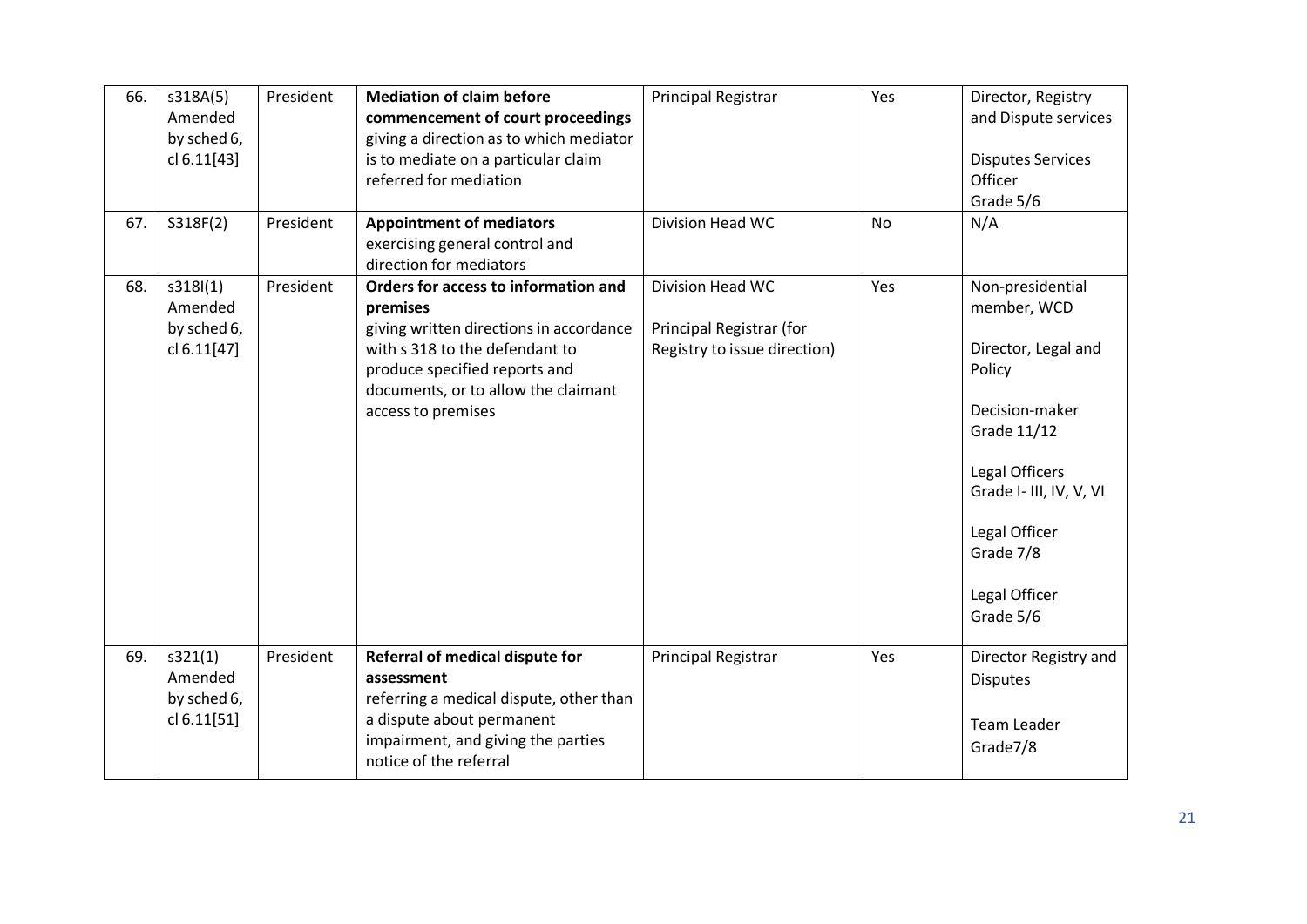| 66. | s318A(5) Amended by sched 6, cl 6.11[43] | President | **Mediation of claim before commencement of court proceedings** giving a direction as to which mediator is to mediate on a particular claim referred for mediation | Principal Registrar | Yes | Director, Registry and Dispute services<br><br>Disputes Services Officer Grade 5/6 |
|---|---|---|---|---|---|---|
| 67. | S318F(2) | President | **Appointment of mediators** exercising general control and direction for mediators | Division Head WC | No | N/A |
| 68. | s318I(1) Amended by sched 6, cl 6.11[47] | President | **Orders for access to information and premises** giving written directions in accordance with s 318 to the defendant to produce specified reports and documents, or to allow the claimant access to premises | Division Head WC<br><br>Principal Registrar (for Registry to issue direction) | Yes | Non-presidential member, WCD<br><br>Director, Legal and Policy<br><br>Decision-maker Grade 11/12<br><br>Legal Officers Grade I- III, IV, V, VI<br><br>Legal Officer Grade 7/8<br><br>Legal Officer Grade 5/6 |
| 69. | s321(1) Amended by sched 6, cl 6.11[51] | President | **Referral of medical dispute for assessment** referring a medical dispute, other than a dispute about permanent impairment, and giving the parties notice of the referral | Principal Registrar | Yes | Director Registry and Disputes<br><br>Team Leader Grade7/8 |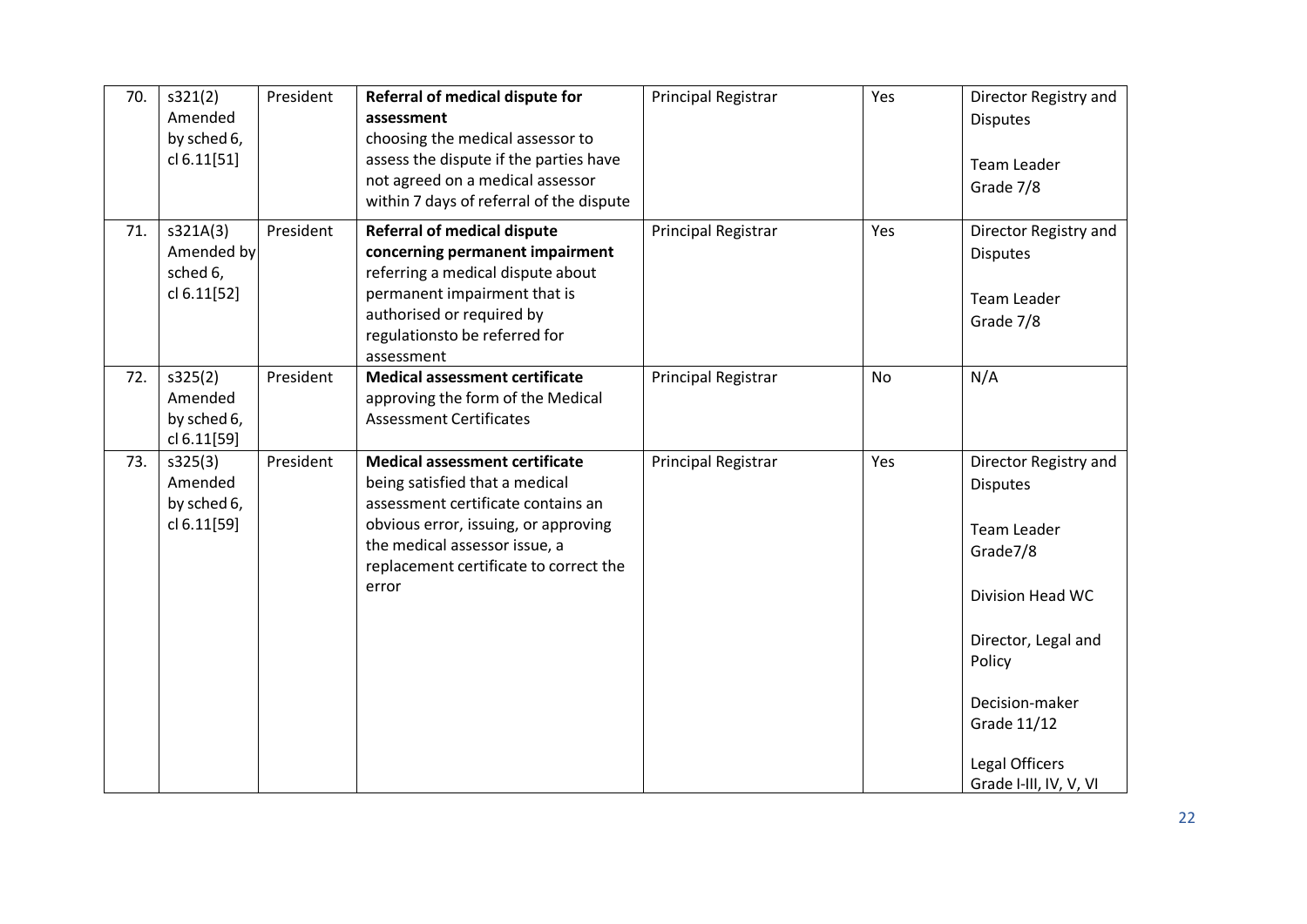| 70. | s321(2) Amended by sched 6, cl 6.11[51] | President | **Referral of medical dispute for assessment** choosing the medical assessor to assess the dispute if the parties have not agreed on a medical assessor within 7 days of referral of the dispute | Principal Registrar | Yes | Director Registry and Disputes<br><br>Team Leader Grade 7/8 |
|---|---|---|---|---|---|---|
| 71. | s321A(3) Amended by sched 6, cl 6.11[52] | President | **Referral of medical dispute concerning permanent impairment** referring a medical dispute about permanent impairment that is authorised or required by regulationsto be referred for assessment | Principal Registrar | Yes | Director Registry and Disputes<br><br>Team Leader Grade 7/8 |
| 72. | s325(2) Amended by sched 6, cl 6.11[59] | President | **Medical assessment certificate** approving the form of the Medical Assessment Certificates | Principal Registrar | No | N/A |
| 73. | s325(3) Amended by sched 6, cl 6.11[59] | President | **Medical assessment certificate** being satisfied that a medical assessment certificate contains an obvious error, issuing, or approving the medical assessor issue, a replacement certificate to correct the error | Principal Registrar | Yes | Director Registry and Disputes<br><br>Team Leader Grade7/8<br><br>Division Head WC<br><br>Director, Legal and Policy<br><br>Decision-maker Grade 11/12<br><br>Legal Officers Grade I-III, IV, V, VI |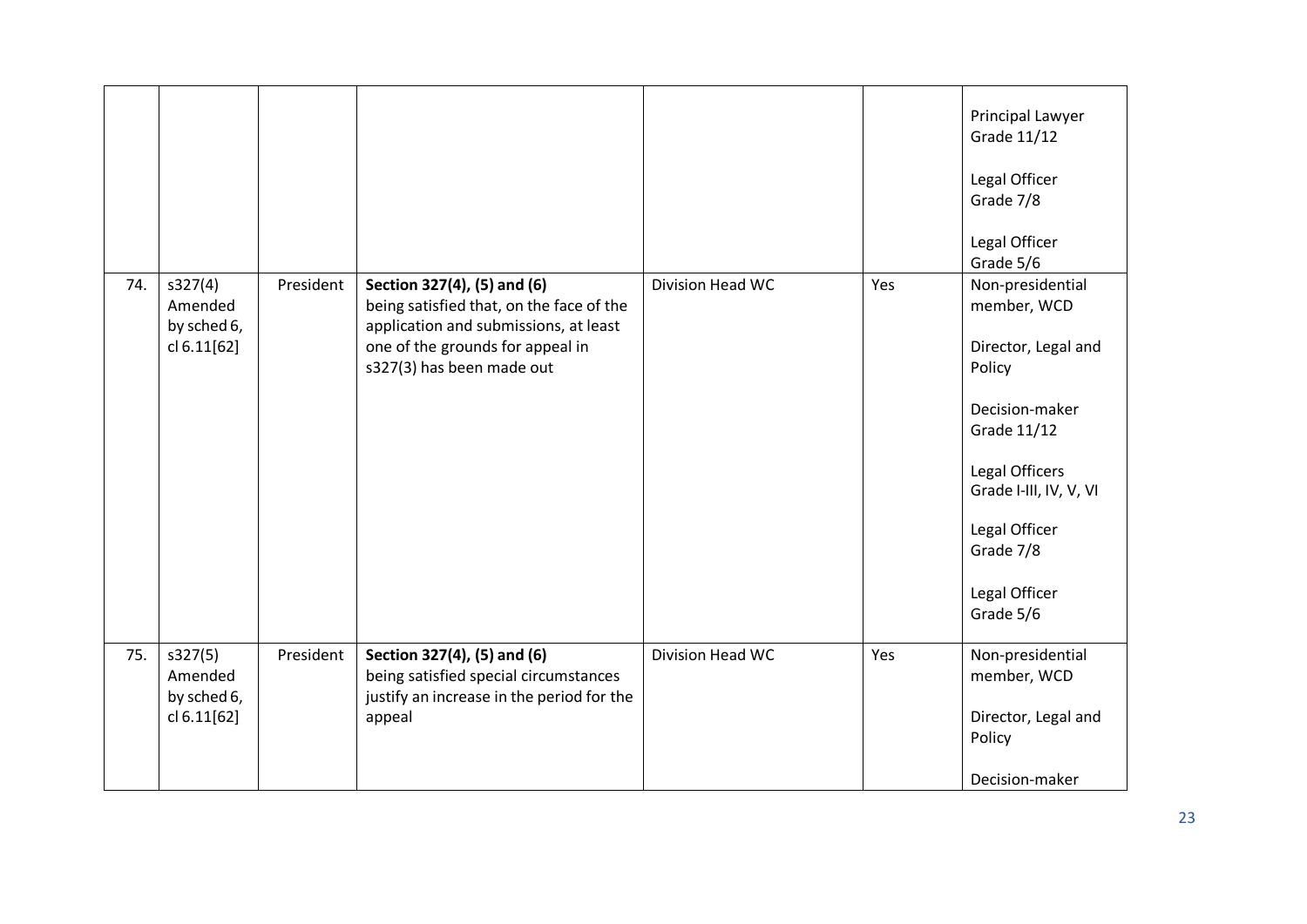| | | | | | | |
|---|---|---|---|---|---|---|
| | | | | | | Principal Lawyer Grade 11/12<br><br>Legal Officer Grade 7/8<br><br>Legal Officer Grade 5/6 |
| 74. | s327(4) Amended by sched 6, cl 6.11[62] | President | **Section 327(4), (5) and (6)** being satisfied that, on the face of the application and submissions, at least one of the grounds for appeal in s327(3) has been made out | Division Head WC | Yes | Non-presidential member, WCD<br><br>Director, Legal and Policy<br><br>Decision-maker Grade 11/12<br><br>Legal Officers Grade I-III, IV, V, VI<br><br>Legal Officer Grade 7/8<br><br>Legal Officer Grade 5/6 |
| 75. | s327(5) Amended by sched 6, cl 6.11[62] | President | **Section 327(4), (5) and (6)** being satisfied special circumstances justify an increase in the period for the appeal | Division Head WC | Yes | Non-presidential member, WCD<br><br>Director, Legal and Policy<br><br>Decision-maker |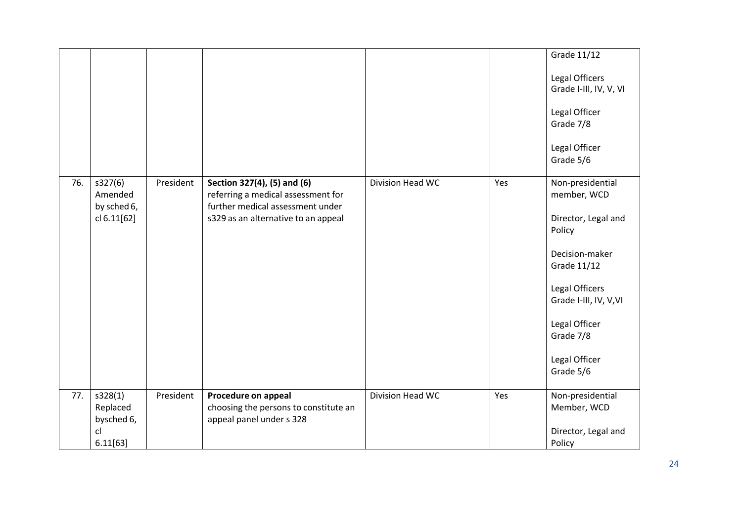|  |  |  |  |  |  |  |
|---|---|---|---|---|---|---|
|  |  |  |  |  |  | Grade 11/12<br><br>Legal Officers Grade I-III, IV, V, VI<br><br>Legal Officer Grade 7/8<br><br>Legal Officer Grade 5/6 |
| 76. | s327(6) Amended by sched 6, cl 6.11[62] | President | **Section 327(4), (5) and (6)** referring a medical assessment for further medical assessment under s329 as an alternative to an appeal | Division Head WC | Yes | Non-presidential member, WCD<br><br>Director, Legal and Policy<br><br>Decision-maker Grade 11/12<br><br>Legal Officers Grade I-III, IV, V,VI<br><br>Legal Officer Grade 7/8<br><br>Legal Officer Grade 5/6 |
| 77. | s328(1) Replaced bysched 6, cl 6.11[63] | President | **Procedure on appeal** choosing the persons to constitute an appeal panel under s 328 | Division Head WC | Yes | Non-presidential Member, WCD<br><br>Director, Legal and Policy |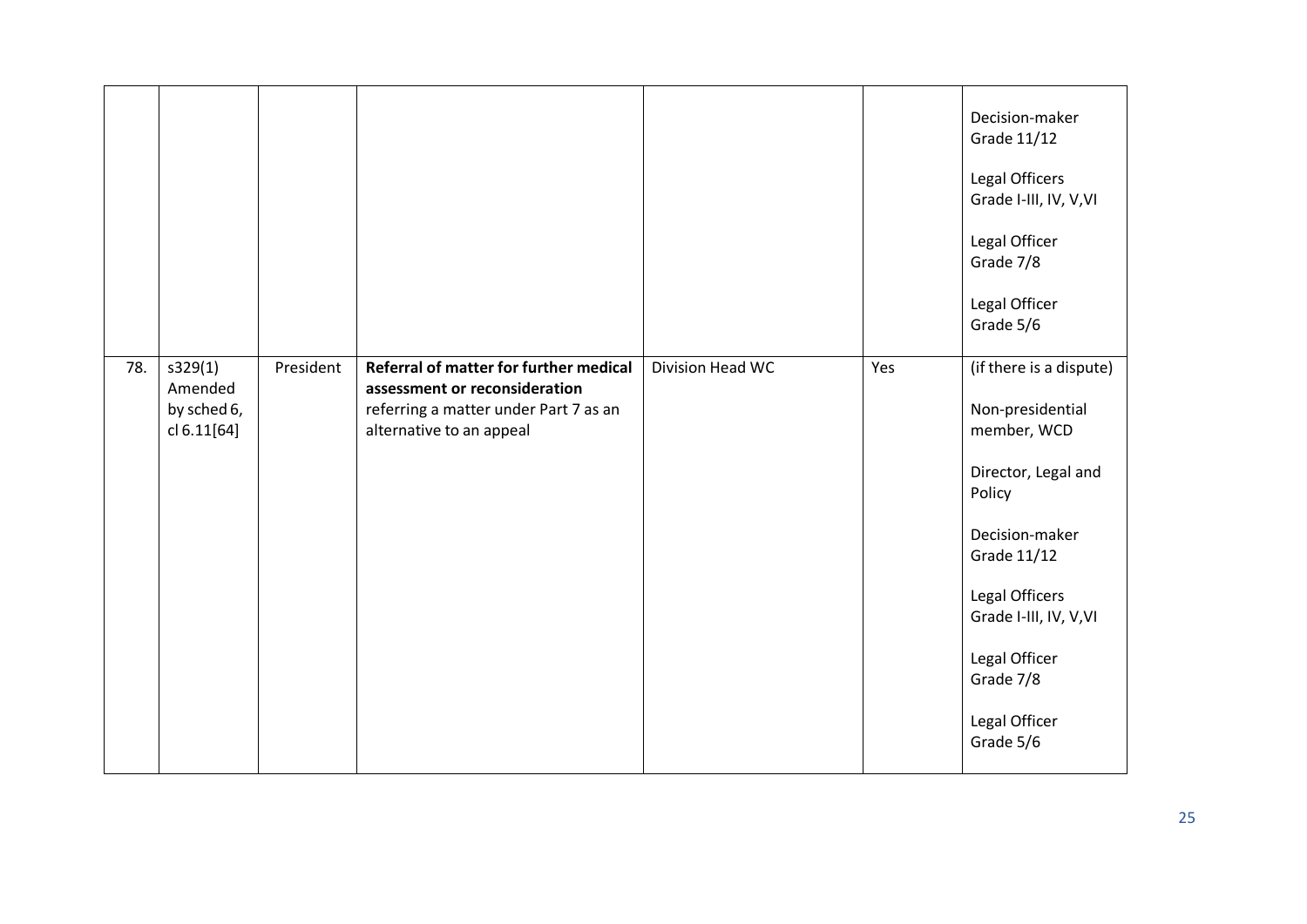| | | | | | | |
|---|---|---|---|---|---|---|
| | | | | | | Decision-maker Grade 11/12<br><br>Legal Officers Grade I-III, IV, V,VI<br><br>Legal Officer Grade 7/8<br><br>Legal Officer Grade 5/6 |
| 78. | s329(1) Amended by sched 6, cl 6.11[64] | President | **Referral of matter for further medical assessment or reconsideration** referring a matter under Part 7 as an alternative to an appeal | Division Head WC | Yes | (if there is a dispute)<br><br>Non-presidential member, WCD<br><br>Director, Legal and Policy<br><br>Decision-maker Grade 11/12<br><br>Legal Officers Grade I-III, IV, V,VI<br><br>Legal Officer Grade 7/8<br><br>Legal Officer Grade 5/6 |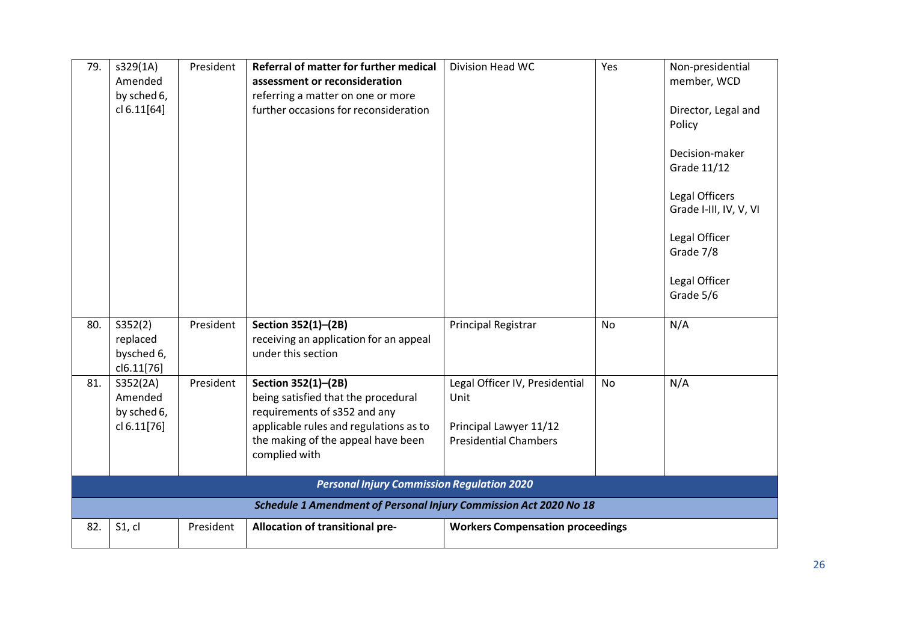| | | | | | | |
|---|---|---|---|---|---|---|
| 79. | s329(1A) Amended by sched 6, cl 6.11[64] | President | **Referral of matter for further medical assessment or reconsideration** referring a matter on one or more further occasions for reconsideration | Division Head WC | Yes | Non-presidential member, WCD<br><br>Director, Legal and Policy<br><br>Decision-maker Grade 11/12<br><br>Legal Officers Grade I-III, IV, V, VI<br><br>Legal Officer Grade 7/8<br><br>Legal Officer Grade 5/6 |
| 80. | S352(2) replaced bysched 6, cl6.11[76] | President | **Section 352(1)–(2B)** receiving an application for an appeal under this section | Principal Registrar | No | N/A |
| 81. | S352(2A) Amended by sched 6, cl 6.11[76] | President | **Section 352(1)–(2B)** being satisfied that the procedural requirements of s352 and any applicable rules and regulations as to the making of the appeal have been complied with | Legal Officer IV, Presidential Unit<br><br>Principal Lawyer 11/12 Presidential Chambers | No | N/A |
| ***Personal Injury Commission Regulation 2020*** | | | | | | |
| ***Schedule 1 Amendment of Personal Injury Commission Act 2020 No 18*** | | | | | | |
| 82. | S1, cl | President | **Allocation of transitional pre-** | **Workers Compensation proceedings** | | |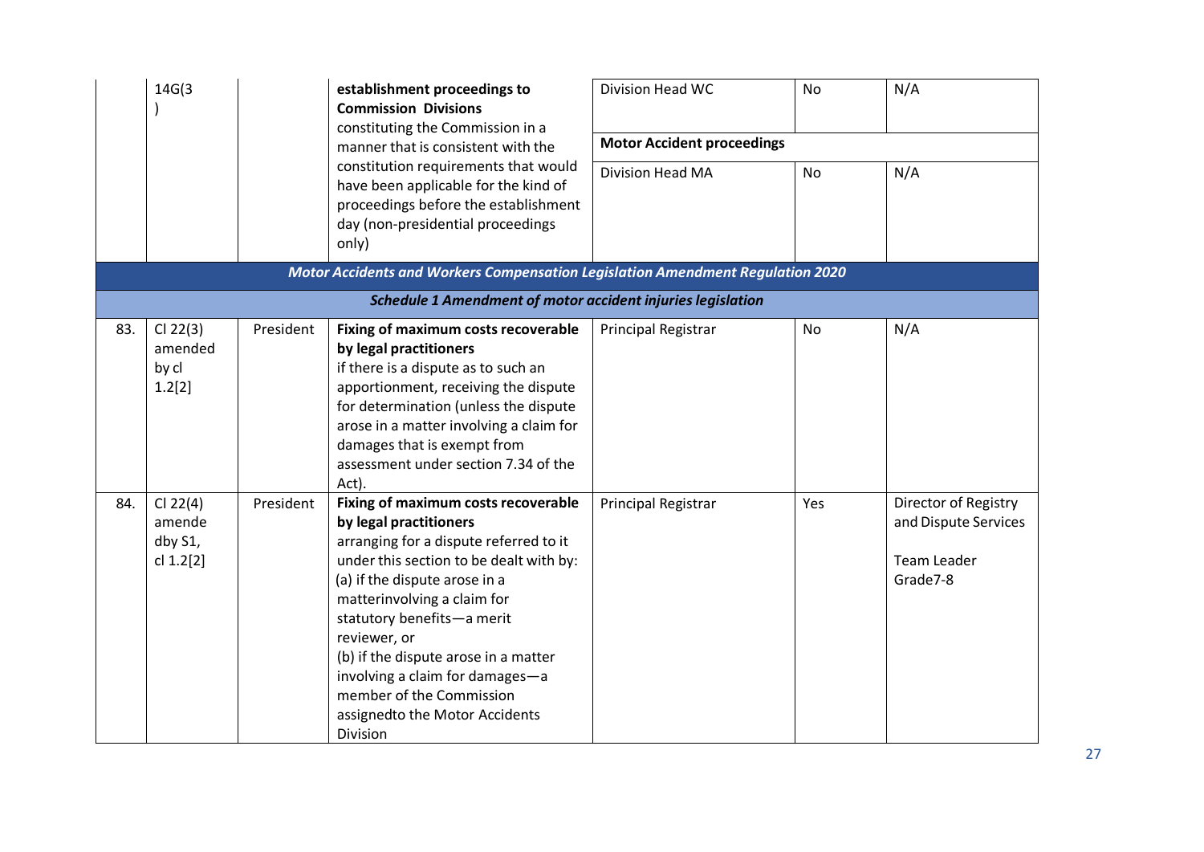| | | | | | | |
|---|---|---|---|---|---|---|
| | 14G(3 ) | | **establishment proceedings to Commission Divisions** constituting the Commission in a manner that is consistent with the constitution requirements that would have been applicable for the kind of proceedings before the establishment day (non-presidential proceedings only) | Division Head WC | No | N/A |
| | | | | **Motor Accident proceedings** | | |
| | | | | Division Head MA | No | N/A |
| ***Motor Accidents and Workers Compensation Legislation Amendment Regulation 2020*** | | | | | | |
| ***Schedule 1 Amendment of motor accident injuries legislation*** | | | | | | |
| 83. | Cl 22(3) amended by cl 1.2[2] | President | **Fixing of maximum costs recoverable by legal practitioners** if there is a dispute as to such an apportionment, receiving the dispute for determination (unless the dispute arose in a matter involving a claim for damages that is exempt from assessment under section 7.34 of the Act). | Principal Registrar | No | N/A |
| 84. | Cl 22(4) amende dby S1, cl 1.2[2] | President | **Fixing of maximum costs recoverable by legal practitioners** arranging for a dispute referred to it under this section to be dealt with by: (a) if the dispute arose in a matterinvolving a claim for statutory benefits—a merit reviewer, or (b) if the dispute arose in a matter involving a claim for damages—a member of the Commission assignedto the Motor Accidents Division | Principal Registrar | Yes | Director of Registry and Dispute Services<br><br>Team Leader Grade7-8 |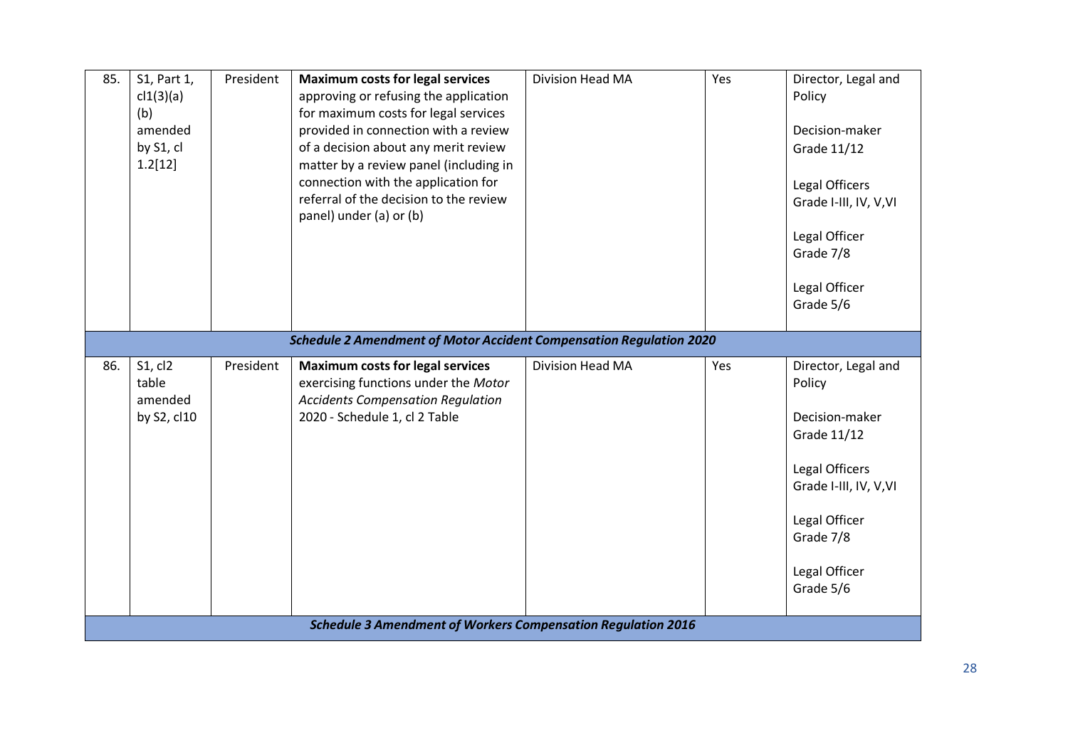| 85. | S1, Part 1, cl1(3)(a)(b) amended by S1, cl 1.2[12] | President | **Maximum costs for legal services** approving or refusing the application for maximum costs for legal services provided in connection with a review of a decision about any merit review matter by a review panel (including in connection with the application for referral of the decision to the review panel) under (a) or (b) | Division Head MA | Yes | Director, Legal and Policy<br><br>Decision-maker Grade 11/12<br><br>Legal Officers Grade I-III, IV, V,VI<br><br>Legal Officer Grade 7/8<br><br>Legal Officer Grade 5/6 |
|---|---|---|---|---|---|---|
| | | | ***Schedule 2 Amendment of Motor Accident Compensation Regulation 2020*** | | | |
| 86. | S1, cl2 table amended by S2, cl10 | President | **Maximum costs for legal services** exercising functions under the *Motor Accidents Compensation Regulation* 2020 - Schedule 1, cl 2 Table | Division Head MA | Yes | Director, Legal and Policy<br><br>Decision-maker Grade 11/12<br><br>Legal Officers Grade I-III, IV, V,VI<br><br>Legal Officer Grade 7/8<br><br>Legal Officer Grade 5/6 |
| | | | ***Schedule 3 Amendment of Workers Compensation Regulation 2016*** | | | |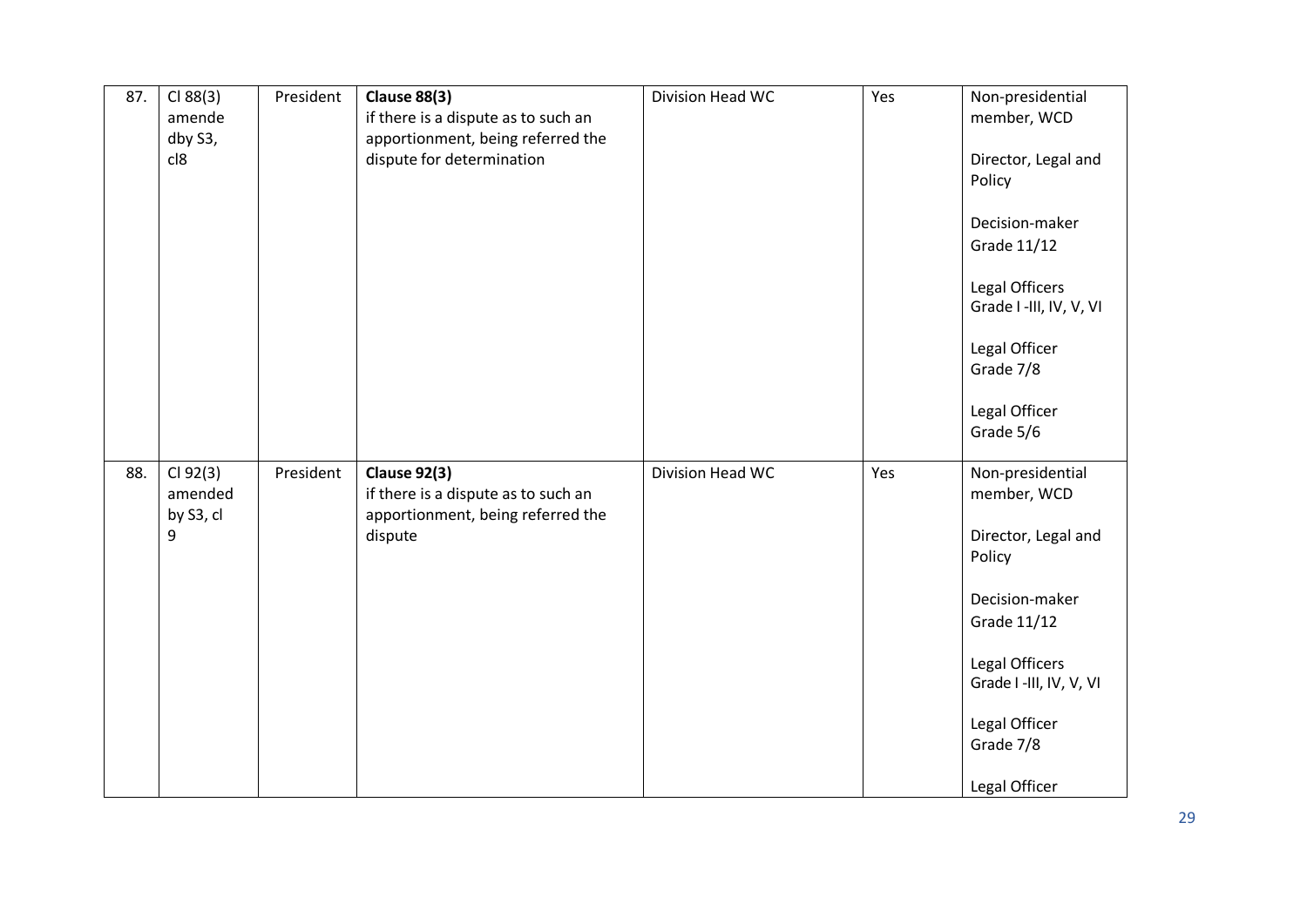| 87. | Cl 88(3) amende dby S3, cl8 | President | **Clause 88(3)** if there is a dispute as to such an apportionment, being referred the dispute for determination | Division Head WC | Yes | Non-presidential member, WCD<br><br>Director, Legal and Policy<br><br>Decision-maker Grade 11/12<br><br>Legal Officers Grade I -III, IV, V, VI<br><br>Legal Officer Grade 7/8<br><br>Legal Officer Grade 5/6 |
|---|---|---|---|---|---|---|
| 88. | Cl 92(3) amended by S3, cl 9 | President | **Clause 92(3)** if there is a dispute as to such an apportionment, being referred the dispute | Division Head WC | Yes | Non-presidential member, WCD<br><br>Director, Legal and Policy<br><br>Decision-maker Grade 11/12<br><br>Legal Officers Grade I -III, IV, V, VI<br><br>Legal Officer Grade 7/8<br><br>Legal Officer |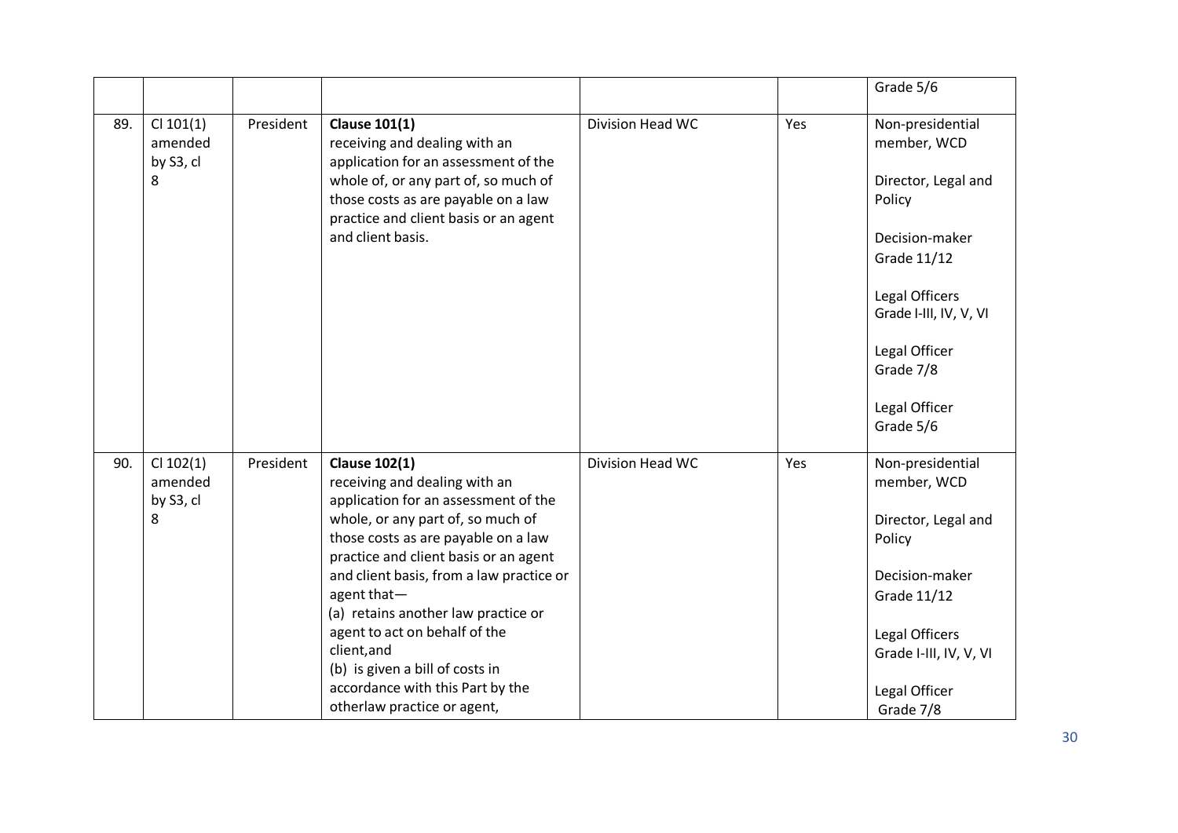| | | | | | | |
|---|---|---|---|---|---|---|
| | | | | | | Grade 5/6 |
| 89. | Cl 101(1) amended by S3, cl 8 | President | **Clause 101(1)** receiving and dealing with an application for an assessment of the whole of, or any part of, so much of those costs as are payable on a law practice and client basis or an agent and client basis. | Division Head WC | Yes | Non-presidential member, WCD<br><br>Director, Legal and Policy<br><br>Decision-maker Grade 11/12<br><br>Legal Officers Grade I-III, IV, V, VI<br><br>Legal Officer Grade 7/8<br><br>Legal Officer Grade 5/6 |
| 90. | Cl 102(1) amended by S3, cl 8 | President | **Clause 102(1)** receiving and dealing with an application for an assessment of the whole, or any part of, so much of those costs as are payable on a law practice and client basis or an agent and client basis, from a law practice or agent that—<br>(a) retains another law practice or agent to act on behalf of the client,and<br>(b) is given a bill of costs in accordance with this Part by the otherlaw practice or agent, | Division Head WC | Yes | Non-presidential member, WCD<br><br>Director, Legal and Policy<br><br>Decision-maker Grade 11/12<br><br>Legal Officers Grade I-III, IV, V, VI<br><br>Legal Officer Grade 7/8 |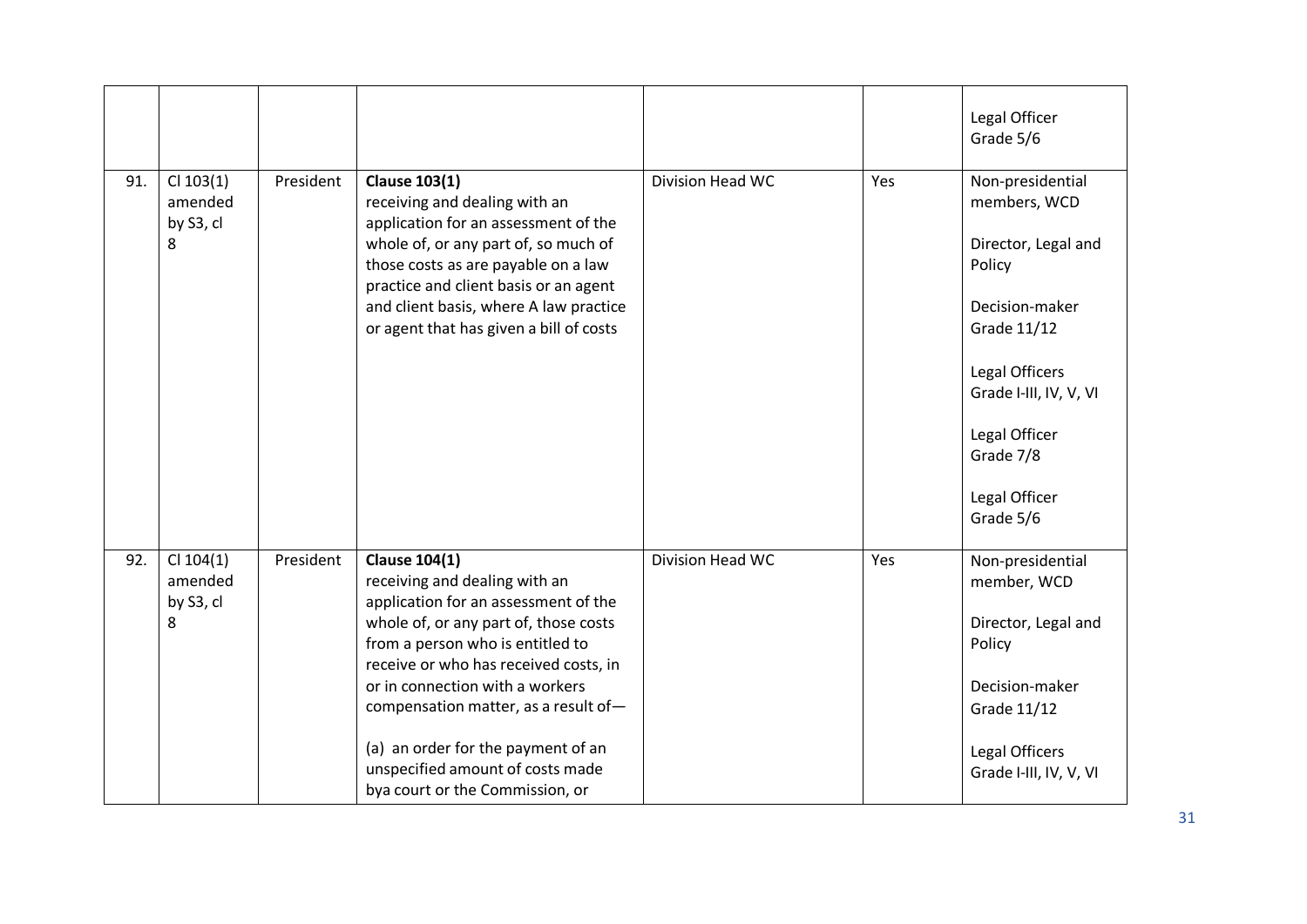| | | | | | | |
|---|---|---|---|---|---|---|
| | | | | | | Legal Officer Grade 5/6 |
| 91. | Cl 103(1) amended by S3, cl 8 | President | **Clause 103(1)**<br>receiving and dealing with an application for an assessment of the whole of, or any part of, so much of those costs as are payable on a law practice and client basis or an agent and client basis, where A law practice or agent that has given a bill of costs | Division Head WC | Yes | Non-presidential members, WCD<br><br>Director, Legal and Policy<br><br>Decision-maker Grade 11/12<br><br>Legal Officers Grade I-III, IV, V, VI<br><br>Legal Officer Grade 7/8<br><br>Legal Officer Grade 5/6 |
| 92. | Cl 104(1) amended by S3, cl 8 | President | **Clause 104(1)**<br>receiving and dealing with an application for an assessment of the whole of, or any part of, those costs from a person who is entitled to receive or who has received costs, in or in connection with a workers compensation matter, as a result of—<br><br>(a) an order for the payment of an unspecified amount of costs made bya court or the Commission, or | Division Head WC | Yes | Non-presidential member, WCD<br><br>Director, Legal and Policy<br><br>Decision-maker Grade 11/12<br><br>Legal Officers Grade I-III, IV, V, VI |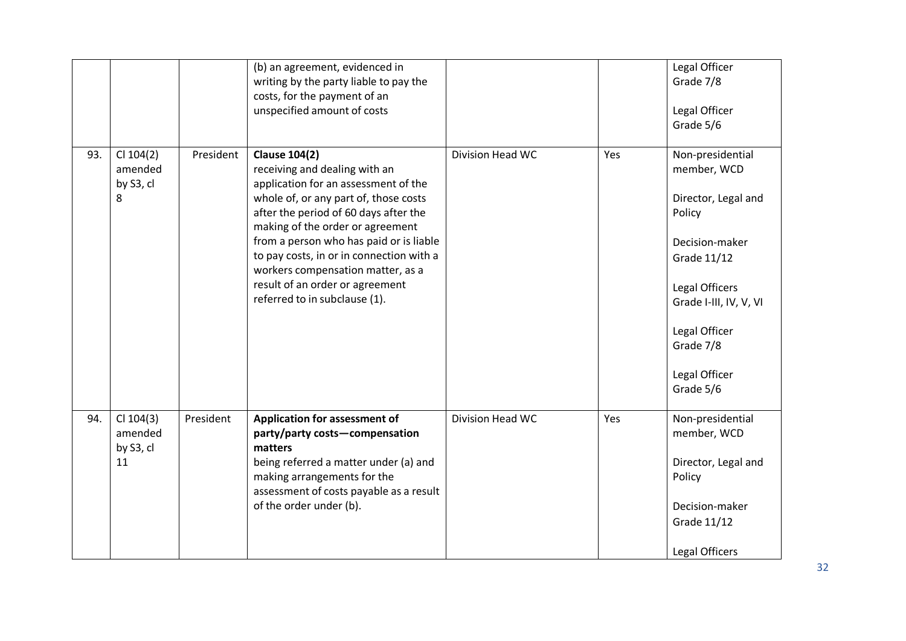| | | | | | | |
|---|---|---|---|---|---|---|
| | | | (b) an agreement, evidenced in writing by the party liable to pay the costs, for the payment of an unspecified amount of costs | | | Legal Officer Grade 7/8<br><br>Legal Officer Grade 5/6 |
| 93. | Cl 104(2) amended by S3, cl 8 | President | **Clause 104(2)**<br>receiving and dealing with an application for an assessment of the whole of, or any part of, those costs after the period of 60 days after the making of the order or agreement from a person who has paid or is liable to pay costs, in or in connection with a workers compensation matter, as a result of an order or agreement referred to in subclause (1). | Division Head WC | Yes | Non-presidential member, WCD<br><br>Director, Legal and Policy<br><br>Decision-maker Grade 11/12<br><br>Legal Officers Grade I-III, IV, V, VI<br><br>Legal Officer Grade 7/8<br><br>Legal Officer Grade 5/6 |
| 94. | Cl 104(3) amended by S3, cl 11 | President | **Application for assessment of party/party costs—compensation matters**<br>being referred a matter under (a) and making arrangements for the assessment of costs payable as a result of the order under (b). | Division Head WC | Yes | Non-presidential member, WCD<br><br>Director, Legal and Policy<br><br>Decision-maker Grade 11/12<br><br>Legal Officers |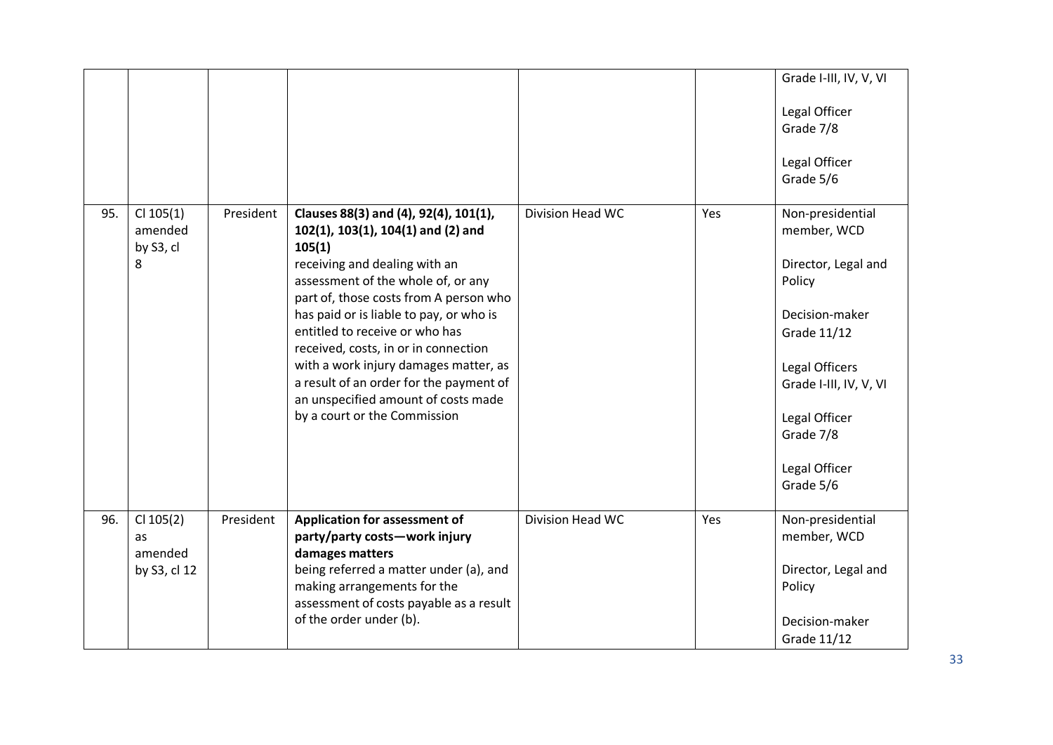| | | | | | | |
|---|---|---|---|---|---|---|
| | | | | | | Grade I-III, IV, V, VI<br><br>Legal Officer Grade 7/8<br><br>Legal Officer Grade 5/6 |
| 95. | Cl 105(1) amended by S3, cl 8 | President | **Clauses 88(3) and (4), 92(4), 101(1), 102(1), 103(1), 104(1) and (2) and 105(1)**<br>receiving and dealing with an assessment of the whole of, or any part of, those costs from A person who has paid or is liable to pay, or who is entitled to receive or who has received, costs, in or in connection with a work injury damages matter, as a result of an order for the payment of an unspecified amount of costs made by a court or the Commission | Division Head WC | Yes | Non-presidential member, WCD<br><br>Director, Legal and Policy<br><br>Decision-maker Grade 11/12<br><br>Legal Officers Grade I-III, IV, V, VI<br><br>Legal Officer Grade 7/8<br><br>Legal Officer Grade 5/6 |
| 96. | Cl 105(2) as amended by S3, cl 12 | President | **Application for assessment of party/party costs—work injury damages matters**<br>being referred a matter under (a), and making arrangements for the assessment of costs payable as a result of the order under (b). | Division Head WC | Yes | Non-presidential member, WCD<br><br>Director, Legal and Policy<br><br>Decision-maker Grade 11/12 |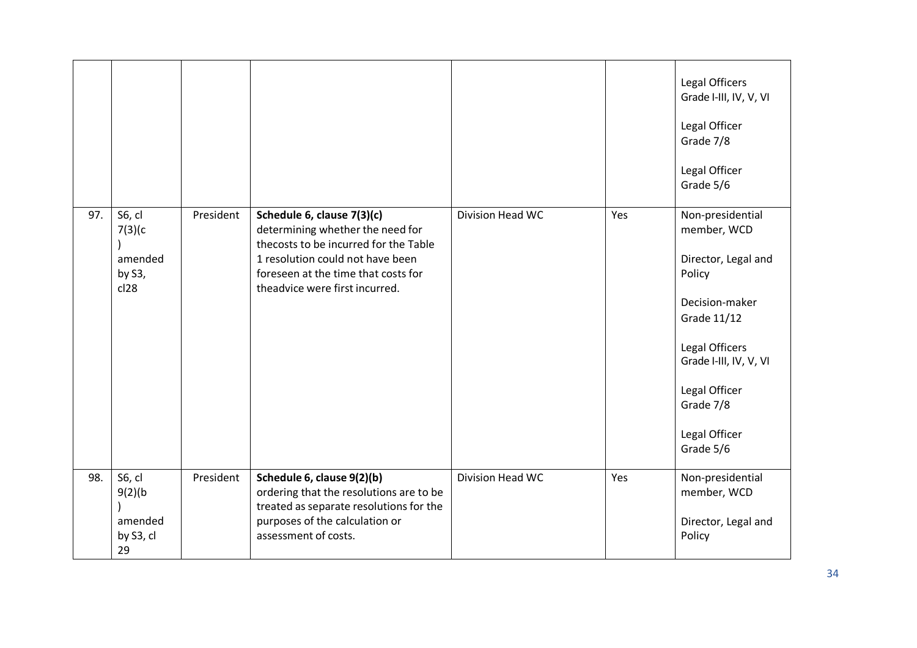| | | | | | | |
|---|---|---|---|---|---|---|
| | | | | | | Legal Officers Grade I-III, IV, V, VI<br><br>Legal Officer Grade 7/8<br><br>Legal Officer Grade 5/6 |
| 97. | S6, cl 7(3)(c) amended by S3, cl28 | President | **Schedule 6, clause 7(3)(c)** determining whether the need for thecosts to be incurred for the Table 1 resolution could not have been foreseen at the time that costs for theadvice were first incurred. | Division Head WC | Yes | Non-presidential member, WCD<br><br>Director, Legal and Policy<br><br>Decision-maker Grade 11/12<br><br>Legal Officers Grade I-III, IV, V, VI<br><br>Legal Officer Grade 7/8<br><br>Legal Officer Grade 5/6 |
| 98. | S6, cl 9(2)(b) amended by S3, cl 29 | President | **Schedule 6, clause 9(2)(b)** ordering that the resolutions are to be treated as separate resolutions for the purposes of the calculation or assessment of costs. | Division Head WC | Yes | Non-presidential member, WCD<br><br>Director, Legal and Policy |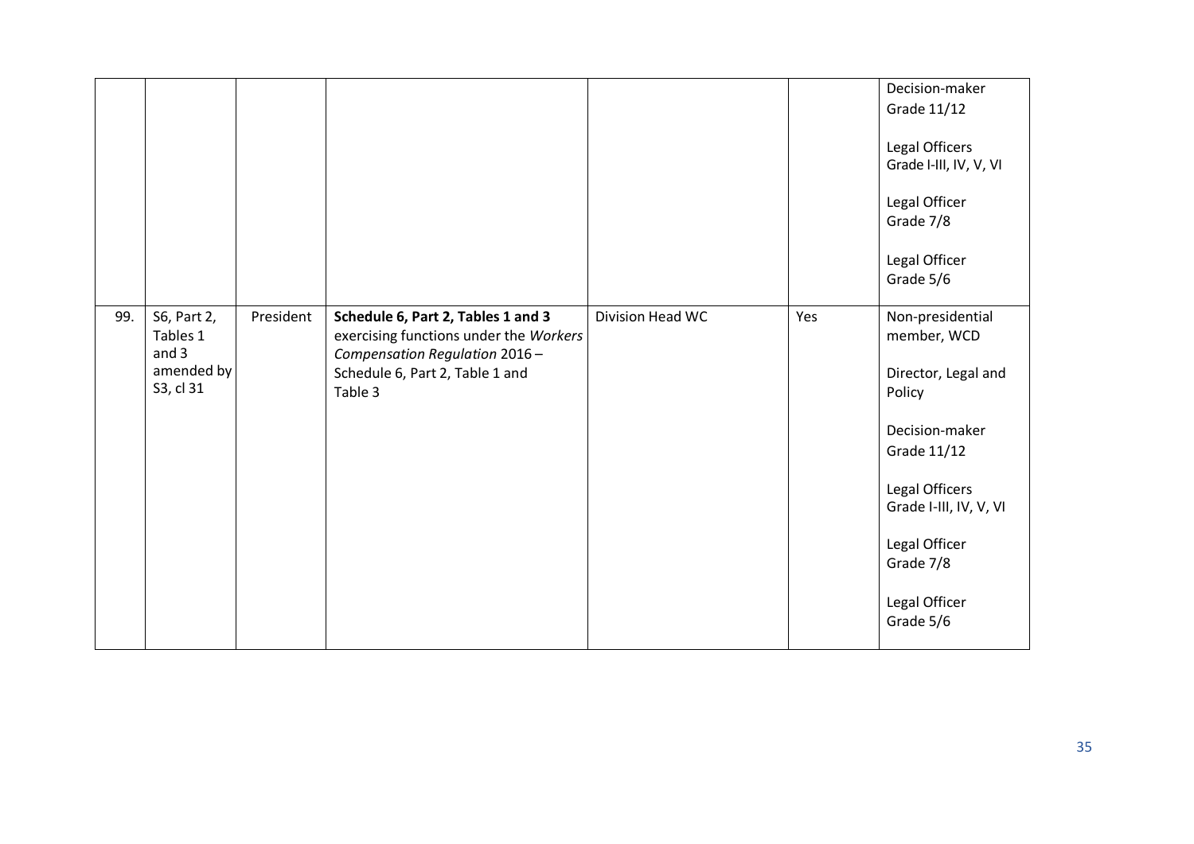| | | | | | | |
|---|---|---|---|---|---|---|
| | | | | | | Decision-maker Grade 11/12<br><br>Legal Officers Grade I-III, IV, V, VI<br><br>Legal Officer Grade 7/8<br><br>Legal Officer Grade 5/6 |
| 99. | S6, Part 2, Tables 1 and 3 amended by S3, cl 31 | President | **Schedule 6, Part 2, Tables 1 and 3** exercising functions under the *Workers Compensation Regulation* 2016 – Schedule 6, Part 2, Table 1 and Table 3 | Division Head WC | Yes | Non-presidential member, WCD<br><br>Director, Legal and Policy<br><br>Decision-maker Grade 11/12<br><br>Legal Officers Grade I-III, IV, V, VI<br><br>Legal Officer Grade 7/8<br><br>Legal Officer Grade 5/6 |